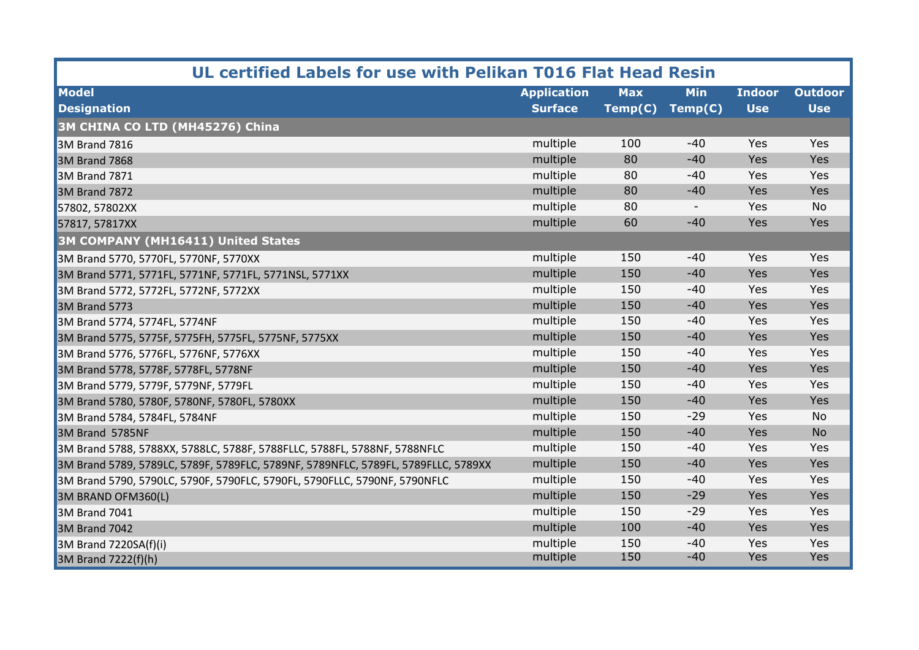# UL certified Labels for use with Pelikan T016 Flat Head Resin

| Model Designation | Application Surface | Max Temp(C) | Min Temp(C) | Indoor Use | Outdoor Use |
|---|---|---|---|---|---|
| **3M CHINA CO LTD (MH45276) China** | | | | | |
| 3M Brand 7816 | multiple | 100 | -40 | Yes | Yes |
| 3M Brand 7868 | multiple | 80 | -40 | Yes | Yes |
| 3M Brand 7871 | multiple | 80 | -40 | Yes | Yes |
| 3M Brand 7872 | multiple | 80 | -40 | Yes | Yes |
| 57802, 57802XX | multiple | 80 | - | Yes | No |
| 57817, 57817XX | multiple | 60 | -40 | Yes | Yes |
| **3M COMPANY (MH16411) United States** | | | | | |
| 3M Brand 5770, 5770FL, 5770NF, 5770XX | multiple | 150 | -40 | Yes | Yes |
| 3M Brand 5771, 5771FL, 5771NF, 5771FL, 5771NSL, 5771XX | multiple | 150 | -40 | Yes | Yes |
| 3M Brand 5772, 5772FL, 5772NF, 5772XX | multiple | 150 | -40 | Yes | Yes |
| 3M Brand 5773 | multiple | 150 | -40 | Yes | Yes |
| 3M Brand 5774, 5774FL, 5774NF | multiple | 150 | -40 | Yes | Yes |
| 3M Brand 5775, 5775F, 5775FH, 5775FL, 5775NF, 5775XX | multiple | 150 | -40 | Yes | Yes |
| 3M Brand 5776, 5776FL, 5776NF, 5776XX | multiple | 150 | -40 | Yes | Yes |
| 3M Brand 5778, 5778F, 5778FL, 5778NF | multiple | 150 | -40 | Yes | Yes |
| 3M Brand 5779, 5779F, 5779NF, 5779FL | multiple | 150 | -40 | Yes | Yes |
| 3M Brand 5780, 5780F, 5780NF, 5780FL, 5780XX | multiple | 150 | -40 | Yes | Yes |
| 3M Brand 5784, 5784FL, 5784NF | multiple | 150 | -29 | Yes | No |
| 3M Brand 5785NF | multiple | 150 | -40 | Yes | No |
| 3M Brand 5788, 5788XX, 5788LC, 5788F, 5788FLLC, 5788FL, 5788NF, 5788NFLC | multiple | 150 | -40 | Yes | Yes |
| 3M Brand 5789, 5789LC, 5789F, 5789FLC, 5789NF, 5789NFLC, 5789FL, 5789FLLC, 5789XX | multiple | 150 | -40 | Yes | Yes |
| 3M Brand 5790, 5790LC, 5790F, 5790FLC, 5790FL, 5790FLLC, 5790NF, 5790NFLC | multiple | 150 | -40 | Yes | Yes |
| 3M BRAND OFM360(L) | multiple | 150 | -29 | Yes | Yes |
| 3M Brand 7041 | multiple | 150 | -29 | Yes | Yes |
| 3M Brand 7042 | multiple | 100 | -40 | Yes | Yes |
| 3M Brand 7220SA(f)(i) | multiple | 150 | -40 | Yes | Yes |
| 3M Brand 7222(f)(h) | multiple | 150 | -40 | Yes | Yes |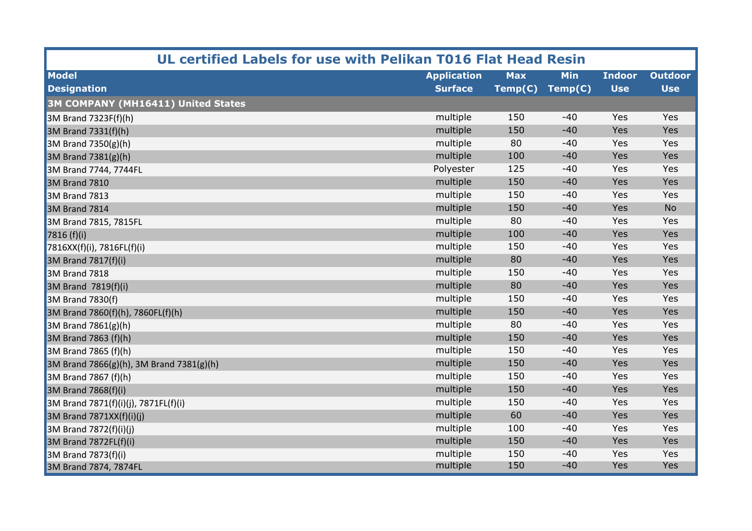## UL certified Labels for use with Pelikan T016 Flat Head Resin

| Model Designation | Application Surface | Max Temp(C) | Min Temp(C) | Indoor Use | Outdoor Use |
|---|---|---|---|---|---|
| **3M COMPANY (MH16411) United States** | | | | | |
| 3M Brand 7323F(f)(h) | multiple | 150 | -40 | Yes | Yes |
| 3M Brand 7331(f)(h) | multiple | 150 | -40 | Yes | Yes |
| 3M Brand 7350(g)(h) | multiple | 80 | -40 | Yes | Yes |
| 3M Brand 7381(g)(h) | multiple | 100 | -40 | Yes | Yes |
| 3M Brand 7744, 7744FL | Polyester | 125 | -40 | Yes | Yes |
| 3M Brand 7810 | multiple | 150 | -40 | Yes | Yes |
| 3M Brand 7813 | multiple | 150 | -40 | Yes | Yes |
| 3M Brand 7814 | multiple | 150 | -40 | Yes | No |
| 3M Brand 7815, 7815FL | multiple | 80 | -40 | Yes | Yes |
| 7816 (f)(i) | multiple | 100 | -40 | Yes | Yes |
| 7816XX(f)(i), 7816FL(f)(i) | multiple | 150 | -40 | Yes | Yes |
| 3M Brand 7817(f)(i) | multiple | 80 | -40 | Yes | Yes |
| 3M Brand 7818 | multiple | 150 | -40 | Yes | Yes |
| 3M Brand 7819(f)(i) | multiple | 80 | -40 | Yes | Yes |
| 3M Brand 7830(f) | multiple | 150 | -40 | Yes | Yes |
| 3M Brand 7860(f)(h), 7860FL(f)(h) | multiple | 150 | -40 | Yes | Yes |
| 3M Brand 7861(g)(h) | multiple | 80 | -40 | Yes | Yes |
| 3M Brand 7863 (f)(h) | multiple | 150 | -40 | Yes | Yes |
| 3M Brand 7865 (f)(h) | multiple | 150 | -40 | Yes | Yes |
| 3M Brand 7866(g)(h), 3M Brand 7381(g)(h) | multiple | 150 | -40 | Yes | Yes |
| 3M Brand 7867 (f)(h) | multiple | 150 | -40 | Yes | Yes |
| 3M Brand 7868(f)(i) | multiple | 150 | -40 | Yes | Yes |
| 3M Brand 7871(f)(i)(j), 7871FL(f)(i) | multiple | 150 | -40 | Yes | Yes |
| 3M Brand 7871XX(f)(i)(j) | multiple | 60 | -40 | Yes | Yes |
| 3M Brand 7872(f)(i)(j) | multiple | 100 | -40 | Yes | Yes |
| 3M Brand 7872FL(f)(i) | multiple | 150 | -40 | Yes | Yes |
| 3M Brand 7873(f)(i) | multiple | 150 | -40 | Yes | Yes |
| 3M Brand 7874, 7874FL | multiple | 150 | -40 | Yes | Yes |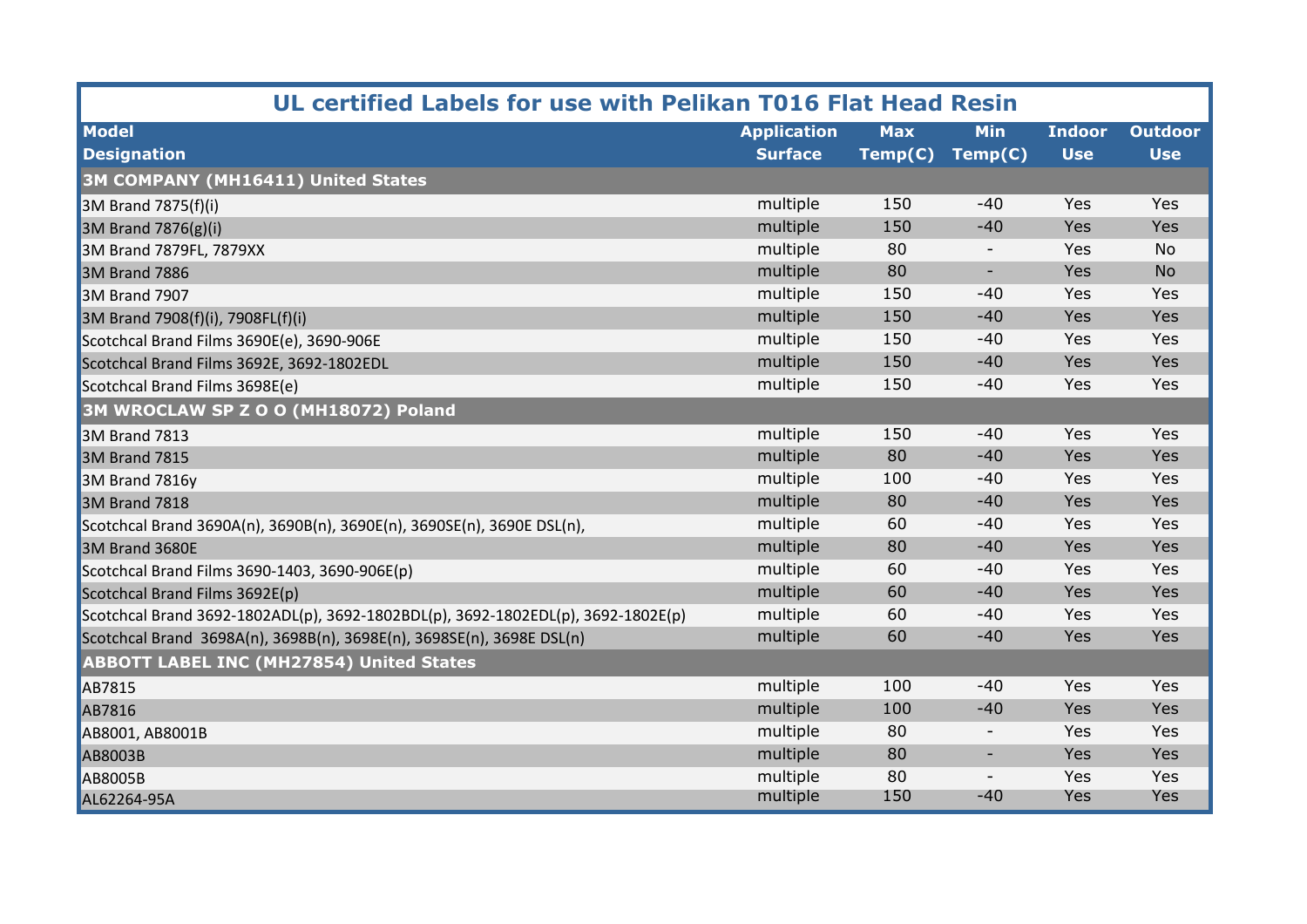## UL certified Labels for use with Pelikan T016 Flat Head Resin

| Model Designation | Application Surface | Max Temp(C) | Min Temp(C) | Indoor Use | Outdoor Use |
|---|---|---|---|---|---|
| **3M COMPANY (MH16411) United States** | | | | | |
| 3M Brand 7875(f)(i) | multiple | 150 | -40 | Yes | Yes |
| 3M Brand 7876(g)(i) | multiple | 150 | -40 | Yes | Yes |
| 3M Brand 7879FL, 7879XX | multiple | 80 | - | Yes | No |
| 3M Brand 7886 | multiple | 80 | - | Yes | No |
| 3M Brand 7907 | multiple | 150 | -40 | Yes | Yes |
| 3M Brand 7908(f)(i), 7908FL(f)(i) | multiple | 150 | -40 | Yes | Yes |
| Scotchcal Brand Films 3690E(e), 3690-906E | multiple | 150 | -40 | Yes | Yes |
| Scotchcal Brand Films 3692E, 3692-1802EDL | multiple | 150 | -40 | Yes | Yes |
| Scotchcal Brand Films 3698E(e) | multiple | 150 | -40 | Yes | Yes |
| **3M WROCLAW SP Z O O (MH18072) Poland** | | | | | |
| 3M Brand 7813 | multiple | 150 | -40 | Yes | Yes |
| 3M Brand 7815 | multiple | 80 | -40 | Yes | Yes |
| 3M Brand 7816y | multiple | 100 | -40 | Yes | Yes |
| 3M Brand 7818 | multiple | 80 | -40 | Yes | Yes |
| Scotchcal Brand 3690A(n), 3690B(n), 3690E(n), 3690SE(n), 3690E DSL(n), | multiple | 60 | -40 | Yes | Yes |
| 3M Brand 3680E | multiple | 80 | -40 | Yes | Yes |
| Scotchcal Brand Films 3690-1403, 3690-906E(p) | multiple | 60 | -40 | Yes | Yes |
| Scotchcal Brand Films 3692E(p) | multiple | 60 | -40 | Yes | Yes |
| Scotchcal Brand 3692-1802ADL(p), 3692-1802BDL(p), 3692-1802EDL(p), 3692-1802E(p) | multiple | 60 | -40 | Yes | Yes |
| Scotchcal Brand 3698A(n), 3698B(n), 3698E(n), 3698SE(n), 3698E DSL(n) | multiple | 60 | -40 | Yes | Yes |
| **ABBOTT LABEL INC (MH27854) United States** | | | | | |
| AB7815 | multiple | 100 | -40 | Yes | Yes |
| AB7816 | multiple | 100 | -40 | Yes | Yes |
| AB8001, AB8001B | multiple | 80 | - | Yes | Yes |
| AB8003B | multiple | 80 | - | Yes | Yes |
| AB8005B | multiple | 80 | - | Yes | Yes |
| AL62264-95A | multiple | 150 | -40 | Yes | Yes |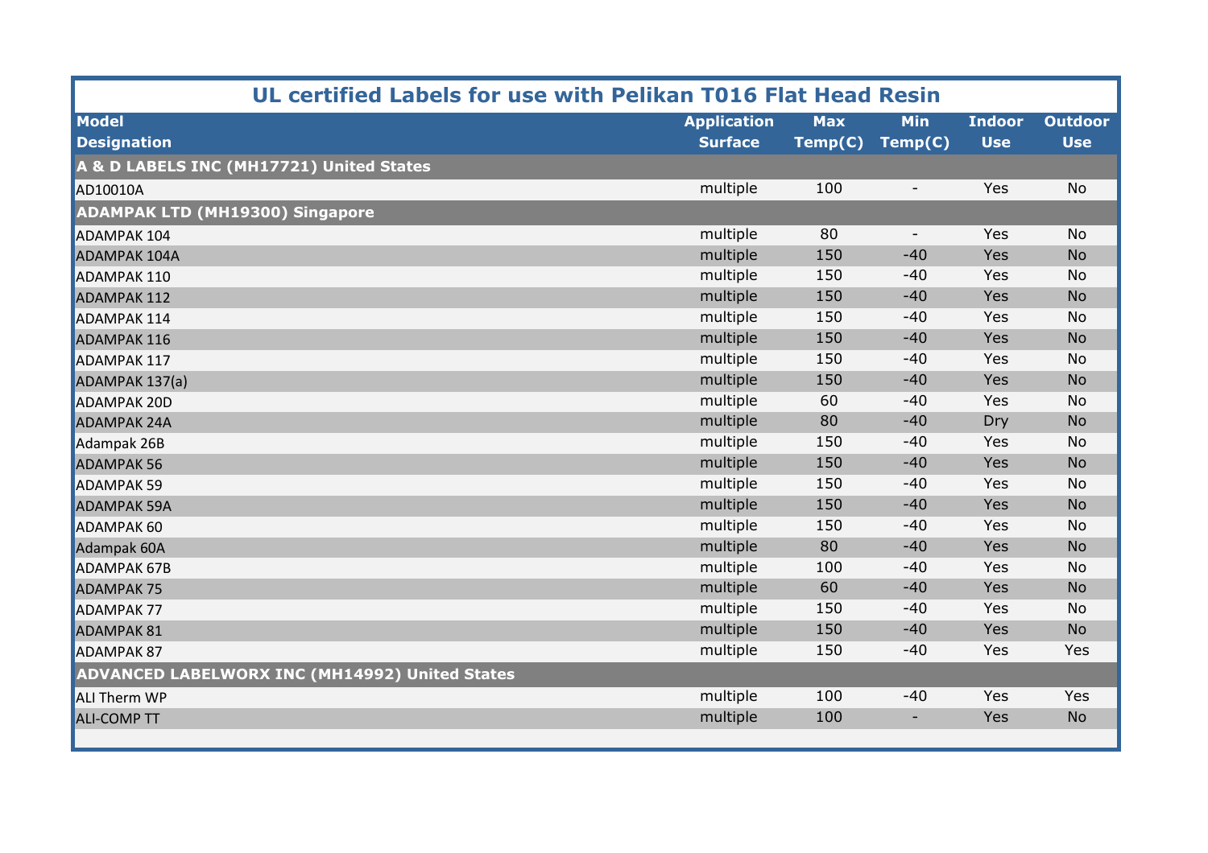## UL certified Labels for use with Pelikan T016 Flat Head Resin

| Model Designation | Application Surface | Max Temp(C) | Min Temp(C) | Indoor Use | Outdoor Use |
|---|---|---|---|---|---|
| **A & D LABELS INC (MH17721) United States** | | | | | |
| AD10010A | multiple | 100 | - | Yes | No |
| **ADAMPAK LTD (MH19300) Singapore** | | | | | |
| ADAMPAK 104 | multiple | 80 | - | Yes | No |
| ADAMPAK 104A | multiple | 150 | -40 | Yes | No |
| ADAMPAK 110 | multiple | 150 | -40 | Yes | No |
| ADAMPAK 112 | multiple | 150 | -40 | Yes | No |
| ADAMPAK 114 | multiple | 150 | -40 | Yes | No |
| ADAMPAK 116 | multiple | 150 | -40 | Yes | No |
| ADAMPAK 117 | multiple | 150 | -40 | Yes | No |
| ADAMPAK 137(a) | multiple | 150 | -40 | Yes | No |
| ADAMPAK 20D | multiple | 60 | -40 | Yes | No |
| ADAMPAK 24A | multiple | 80 | -40 | Dry | No |
| Adampak 26B | multiple | 150 | -40 | Yes | No |
| ADAMPAK 56 | multiple | 150 | -40 | Yes | No |
| ADAMPAK 59 | multiple | 150 | -40 | Yes | No |
| ADAMPAK 59A | multiple | 150 | -40 | Yes | No |
| ADAMPAK 60 | multiple | 150 | -40 | Yes | No |
| Adampak 60A | multiple | 80 | -40 | Yes | No |
| ADAMPAK 67B | multiple | 100 | -40 | Yes | No |
| ADAMPAK 75 | multiple | 60 | -40 | Yes | No |
| ADAMPAK 77 | multiple | 150 | -40 | Yes | No |
| ADAMPAK 81 | multiple | 150 | -40 | Yes | No |
| ADAMPAK 87 | multiple | 150 | -40 | Yes | Yes |
| **ADVANCED LABELWORX INC (MH14992) United States** | | | | | |
| ALI Therm WP | multiple | 100 | -40 | Yes | Yes |
| ALI-COMP TT | multiple | 100 | - | Yes | No |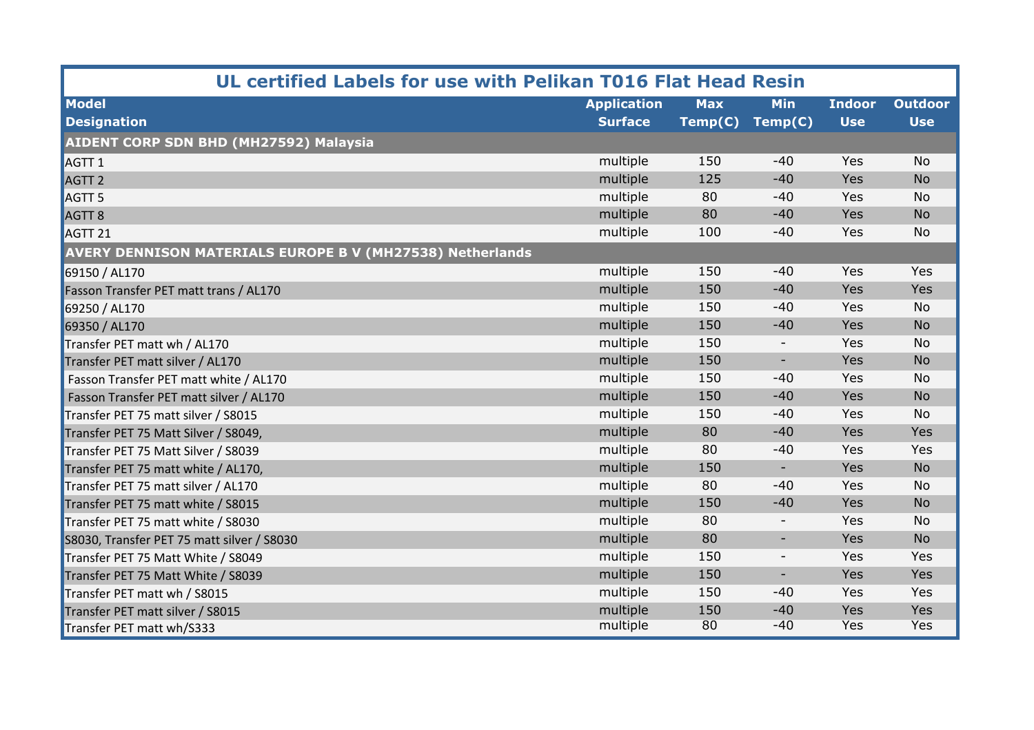| UL certified Labels for use with Pelikan T016 Flat Head Resin | | | | | |
|---|---|---|---|---|---|
| **Model Designation** | **Application Surface** | **Max Temp(C)** | **Min Temp(C)** | **Indoor Use** | **Outdoor Use** |
| **AIDENT CORP SDN BHD (MH27592) Malaysia** | | | | | |
| AGTT 1 | multiple | 150 | -40 | Yes | No |
| AGTT 2 | multiple | 125 | -40 | Yes | No |
| AGTT 5 | multiple | 80 | -40 | Yes | No |
| AGTT 8 | multiple | 80 | -40 | Yes | No |
| AGTT 21 | multiple | 100 | -40 | Yes | No |
| **AVERY DENNISON MATERIALS EUROPE B V (MH27538) Netherlands** | | | | | |
| 69150 / AL170 | multiple | 150 | -40 | Yes | Yes |
| Fasson Transfer PET matt trans / AL170 | multiple | 150 | -40 | Yes | Yes |
| 69250 / AL170 | multiple | 150 | -40 | Yes | No |
| 69350 / AL170 | multiple | 150 | -40 | Yes | No |
| Transfer PET matt wh / AL170 | multiple | 150 | - | Yes | No |
| Transfer PET matt silver / AL170 | multiple | 150 | - | Yes | No |
| Fasson Transfer PET matt white / AL170 | multiple | 150 | -40 | Yes | No |
| Fasson Transfer PET matt silver / AL170 | multiple | 150 | -40 | Yes | No |
| Transfer PET 75 matt silver / S8015 | multiple | 150 | -40 | Yes | No |
| Transfer PET 75 Matt Silver / S8049, | multiple | 80 | -40 | Yes | Yes |
| Transfer PET 75 Matt Silver / S8039 | multiple | 80 | -40 | Yes | Yes |
| Transfer PET 75 matt white / AL170, | multiple | 150 | - | Yes | No |
| Transfer PET 75 matt silver / AL170 | multiple | 80 | -40 | Yes | No |
| Transfer PET 75 matt white / S8015 | multiple | 150 | -40 | Yes | No |
| Transfer PET 75 matt white / S8030 | multiple | 80 | - | Yes | No |
| S8030, Transfer PET 75 matt silver / S8030 | multiple | 80 | - | Yes | No |
| Transfer PET 75 Matt White / S8049 | multiple | 150 | - | Yes | Yes |
| Transfer PET 75 Matt White / S8039 | multiple | 150 | - | Yes | Yes |
| Transfer PET matt wh / S8015 | multiple | 150 | -40 | Yes | Yes |
| Transfer PET matt silver / S8015 | multiple | 150 | -40 | Yes | Yes |
| Transfer PET matt wh/S333 | multiple | 80 | -40 | Yes | Yes |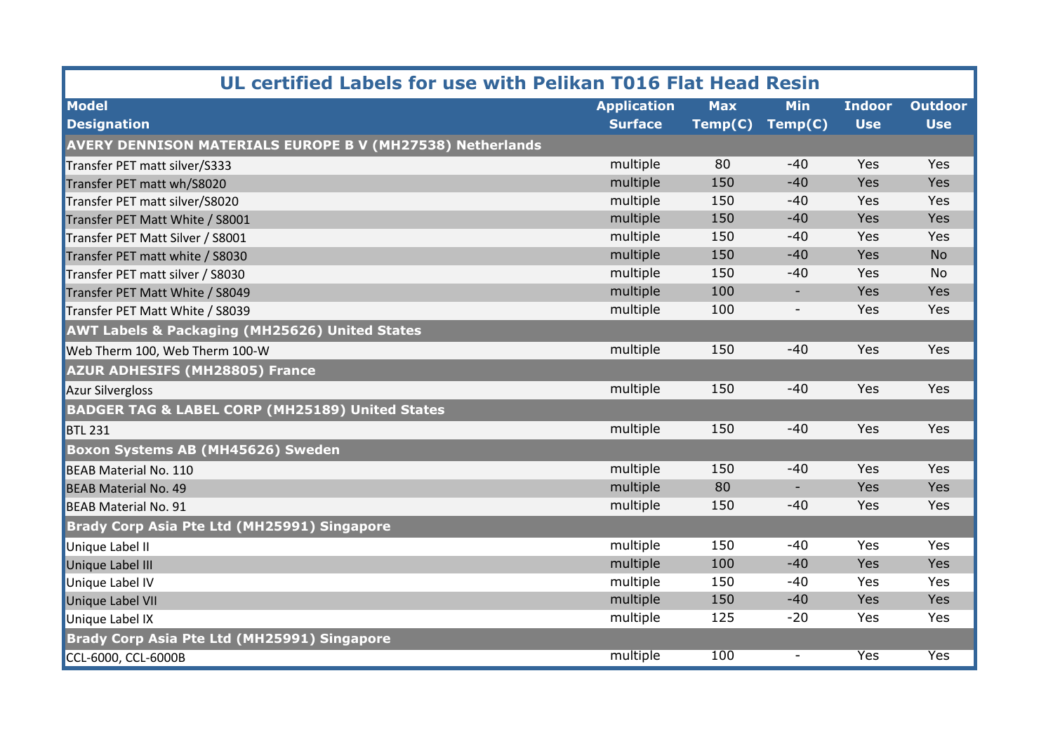## UL certified Labels for use with Pelikan T016 Flat Head Resin

| Model Designation | Application Surface | Max Temp(C) | Min Temp(C) | Indoor Use | Outdoor Use |
|---|---|---|---|---|---|
| **AVERY DENNISON MATERIALS EUROPE B V (MH27538) Netherlands** | | | | | |
| Transfer PET matt silver/S333 | multiple | 80 | -40 | Yes | Yes |
| Transfer PET matt wh/S8020 | multiple | 150 | -40 | Yes | Yes |
| Transfer PET matt silver/S8020 | multiple | 150 | -40 | Yes | Yes |
| Transfer PET Matt White / S8001 | multiple | 150 | -40 | Yes | Yes |
| Transfer PET Matt Silver / S8001 | multiple | 150 | -40 | Yes | Yes |
| Transfer PET matt white / S8030 | multiple | 150 | -40 | Yes | No |
| Transfer PET matt silver / S8030 | multiple | 150 | -40 | Yes | No |
| Transfer PET Matt White / S8049 | multiple | 100 | - | Yes | Yes |
| Transfer PET Matt White / S8039 | multiple | 100 | - | Yes | Yes |
| **AWT Labels & Packaging (MH25626) United States** | | | | | |
| Web Therm 100, Web Therm 100-W | multiple | 150 | -40 | Yes | Yes |
| **AZUR ADHESIFS (MH28805) France** | | | | | |
| Azur Silvergloss | multiple | 150 | -40 | Yes | Yes |
| **BADGER TAG & LABEL CORP (MH25189) United States** | | | | | |
| BTL 231 | multiple | 150 | -40 | Yes | Yes |
| **Boxon Systems AB (MH45626) Sweden** | | | | | |
| BEAB Material No. 110 | multiple | 150 | -40 | Yes | Yes |
| BEAB Material No. 49 | multiple | 80 | - | Yes | Yes |
| BEAB Material No. 91 | multiple | 150 | -40 | Yes | Yes |
| **Brady Corp Asia Pte Ltd (MH25991) Singapore** | | | | | |
| Unique Label II | multiple | 150 | -40 | Yes | Yes |
| Unique Label III | multiple | 100 | -40 | Yes | Yes |
| Unique Label IV | multiple | 150 | -40 | Yes | Yes |
| Unique Label VII | multiple | 150 | -40 | Yes | Yes |
| Unique Label IX | multiple | 125 | -20 | Yes | Yes |
| **Brady Corp Asia Pte Ltd (MH25991) Singapore** | | | | | |
| CCL-6000, CCL-6000B | multiple | 100 | - | Yes | Yes |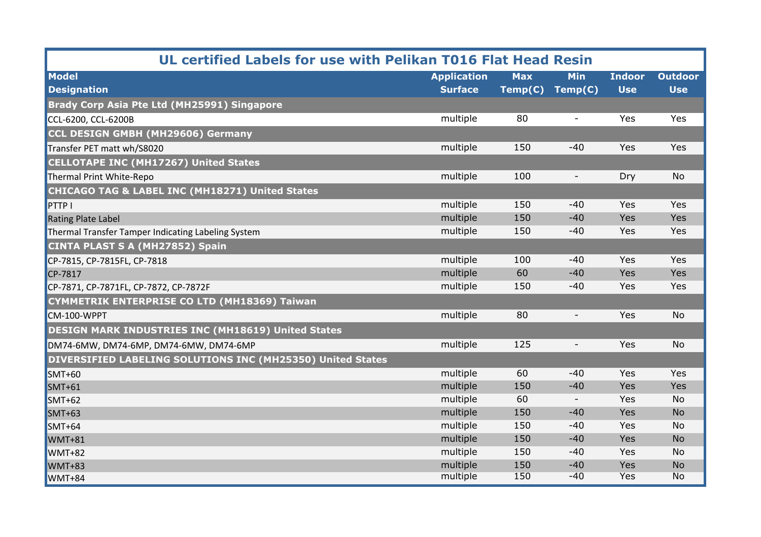## UL certified Labels for use with Pelikan T016 Flat Head Resin

| Model Designation | Application Surface | Max Temp(C) | Min Temp(C) | Indoor Use | Outdoor Use |
|---|---|---|---|---|---|
| **Brady Corp Asia Pte Ltd (MH25991) Singapore** | | | | | |
| CCL-6200, CCL-6200B | multiple | 80 | - | Yes | Yes |
| **CCL DESIGN GMBH (MH29606) Germany** | | | | | |
| Transfer PET matt wh/S8020 | multiple | 150 | -40 | Yes | Yes |
| **CELLOTAPE INC (MH17267) United States** | | | | | |
| Thermal Print White-Repo | multiple | 100 | - | Dry | No |
| **CHICAGO TAG & LABEL INC (MH18271) United States** | | | | | |
| PTTP I | multiple | 150 | -40 | Yes | Yes |
| Rating Plate Label | multiple | 150 | -40 | Yes | Yes |
| Thermal Transfer Tamper Indicating Labeling System | multiple | 150 | -40 | Yes | Yes |
| **CINTA PLAST S A (MH27852) Spain** | | | | | |
| CP-7815, CP-7815FL, CP-7818 | multiple | 100 | -40 | Yes | Yes |
| CP-7817 | multiple | 60 | -40 | Yes | Yes |
| CP-7871, CP-7871FL, CP-7872, CP-7872F | multiple | 150 | -40 | Yes | Yes |
| **CYMMETRIK ENTERPRISE CO LTD (MH18369) Taiwan** | | | | | |
| CM-100-WPPT | multiple | 80 | - | Yes | No |
| **DESIGN MARK INDUSTRIES INC (MH18619) United States** | | | | | |
| DM74-6MW, DM74-6MP, DM74-6MW, DM74-6MP | multiple | 125 | - | Yes | No |
| **DIVERSIFIED LABELING SOLUTIONS INC (MH25350) United States** | | | | | |
| SMT+60 | multiple | 60 | -40 | Yes | Yes |
| SMT+61 | multiple | 150 | -40 | Yes | Yes |
| SMT+62 | multiple | 60 | - | Yes | No |
| SMT+63 | multiple | 150 | -40 | Yes | No |
| SMT+64 | multiple | 150 | -40 | Yes | No |
| WMT+81 | multiple | 150 | -40 | Yes | No |
| WMT+82 | multiple | 150 | -40 | Yes | No |
| WMT+83 | multiple | 150 | -40 | Yes | No |
| WMT+84 | multiple | 150 | -40 | Yes | No |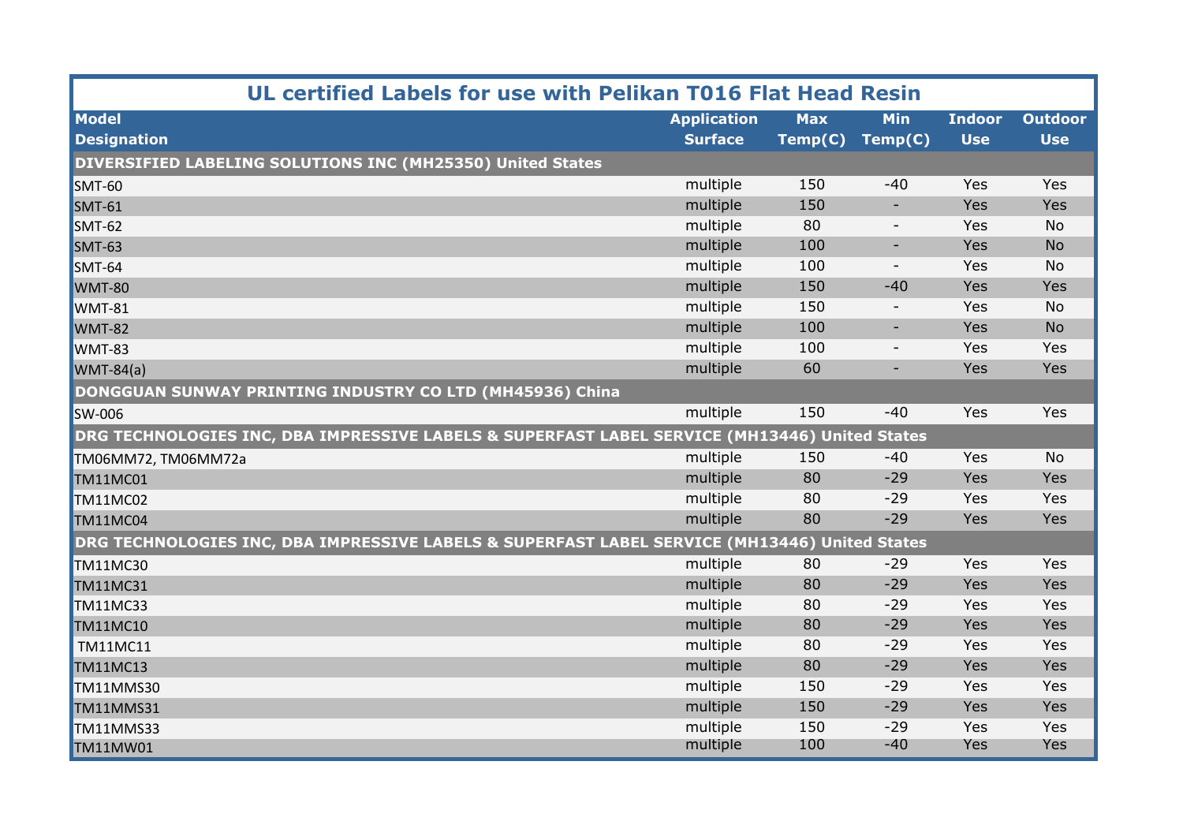# UL certified Labels for use with Pelikan T016 Flat Head Resin

| Model Designation | Application Surface | Max Temp(C) | Min Temp(C) | Indoor Use | Outdoor Use |
|---|---|---|---|---|---|
| **DIVERSIFIED LABELING SOLUTIONS INC (MH25350) United States** | | | | | |
| SMT-60 | multiple | 150 | -40 | Yes | Yes |
| SMT-61 | multiple | 150 | - | Yes | Yes |
| SMT-62 | multiple | 80 | - | Yes | No |
| SMT-63 | multiple | 100 | - | Yes | No |
| SMT-64 | multiple | 100 | - | Yes | No |
| WMT-80 | multiple | 150 | -40 | Yes | Yes |
| WMT-81 | multiple | 150 | - | Yes | No |
| WMT-82 | multiple | 100 | - | Yes | No |
| WMT-83 | multiple | 100 | - | Yes | Yes |
| WMT-84(a) | multiple | 60 | - | Yes | Yes |
| **DONGGUAN SUNWAY PRINTING INDUSTRY CO LTD (MH45936) China** | | | | | |
| SW-006 | multiple | 150 | -40 | Yes | Yes |
| **DRG TECHNOLOGIES INC, DBA IMPRESSIVE LABELS & SUPERFAST LABEL SERVICE (MH13446) United States** | | | | | |
| TM06MM72, TM06MM72a | multiple | 150 | -40 | Yes | No |
| TM11MC01 | multiple | 80 | -29 | Yes | Yes |
| TM11MC02 | multiple | 80 | -29 | Yes | Yes |
| TM11MC04 | multiple | 80 | -29 | Yes | Yes |
| **DRG TECHNOLOGIES INC, DBA IMPRESSIVE LABELS & SUPERFAST LABEL SERVICE (MH13446) United States** | | | | | |
| TM11MC30 | multiple | 80 | -29 | Yes | Yes |
| TM11MC31 | multiple | 80 | -29 | Yes | Yes |
| TM11MC33 | multiple | 80 | -29 | Yes | Yes |
| TM11MC10 | multiple | 80 | -29 | Yes | Yes |
| TM11MC11 | multiple | 80 | -29 | Yes | Yes |
| TM11MC13 | multiple | 80 | -29 | Yes | Yes |
| TM11MMS30 | multiple | 150 | -29 | Yes | Yes |
| TM11MMS31 | multiple | 150 | -29 | Yes | Yes |
| TM11MMS33 | multiple | 150 | -29 | Yes | Yes |
| TM11MW01 | multiple | 100 | -40 | Yes | Yes |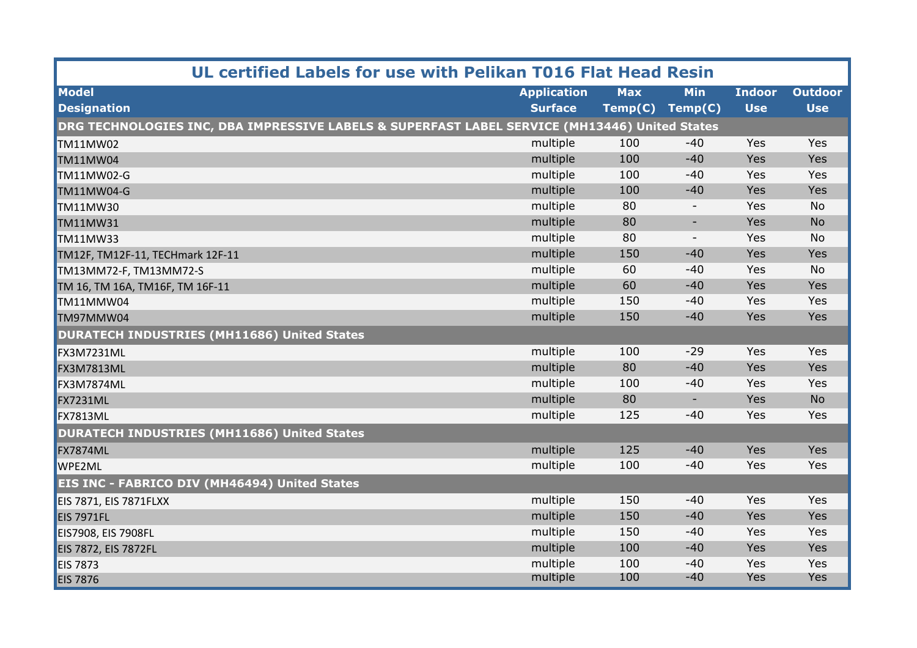# UL certified Labels for use with Pelikan T016 Flat Head Resin

| Model Designation | Application Surface | Max Temp(C) | Min Temp(C) | Indoor Use | Outdoor Use |
|---|---|---|---|---|---|
| **DRG TECHNOLOGIES INC, DBA IMPRESSIVE LABELS & SUPERFAST LABEL SERVICE (MH13446) United States** | | | | | |
| TM11MW02 | multiple | 100 | -40 | Yes | Yes |
| TM11MW04 | multiple | 100 | -40 | Yes | Yes |
| TM11MW02-G | multiple | 100 | -40 | Yes | Yes |
| TM11MW04-G | multiple | 100 | -40 | Yes | Yes |
| TM11MW30 | multiple | 80 | - | Yes | No |
| TM11MW31 | multiple | 80 | - | Yes | No |
| TM11MW33 | multiple | 80 | - | Yes | No |
| TM12F, TM12F-11, TECHmark 12F-11 | multiple | 150 | -40 | Yes | Yes |
| TM13MM72-F, TM13MM72-S | multiple | 60 | -40 | Yes | No |
| TM 16, TM 16A, TM16F, TM 16F-11 | multiple | 60 | -40 | Yes | Yes |
| TM11MMW04 | multiple | 150 | -40 | Yes | Yes |
| TM97MMW04 | multiple | 150 | -40 | Yes | Yes |
| **DURATECH INDUSTRIES (MH11686) United States** | | | | | |
| FX3M7231ML | multiple | 100 | -29 | Yes | Yes |
| FX3M7813ML | multiple | 80 | -40 | Yes | Yes |
| FX3M7874ML | multiple | 100 | -40 | Yes | Yes |
| FX7231ML | multiple | 80 | - | Yes | No |
| FX7813ML | multiple | 125 | -40 | Yes | Yes |
| **DURATECH INDUSTRIES (MH11686) United States** | | | | | |
| FX7874ML | multiple | 125 | -40 | Yes | Yes |
| WPE2ML | multiple | 100 | -40 | Yes | Yes |
| **EIS INC - FABRICO DIV (MH46494) United States** | | | | | |
| EIS 7871, EIS 7871FLXX | multiple | 150 | -40 | Yes | Yes |
| EIS 7971FL | multiple | 150 | -40 | Yes | Yes |
| EIS7908, EIS 7908FL | multiple | 150 | -40 | Yes | Yes |
| EIS 7872, EIS 7872FL | multiple | 100 | -40 | Yes | Yes |
| EIS 7873 | multiple | 100 | -40 | Yes | Yes |
| EIS 7876 | multiple | 100 | -40 | Yes | Yes |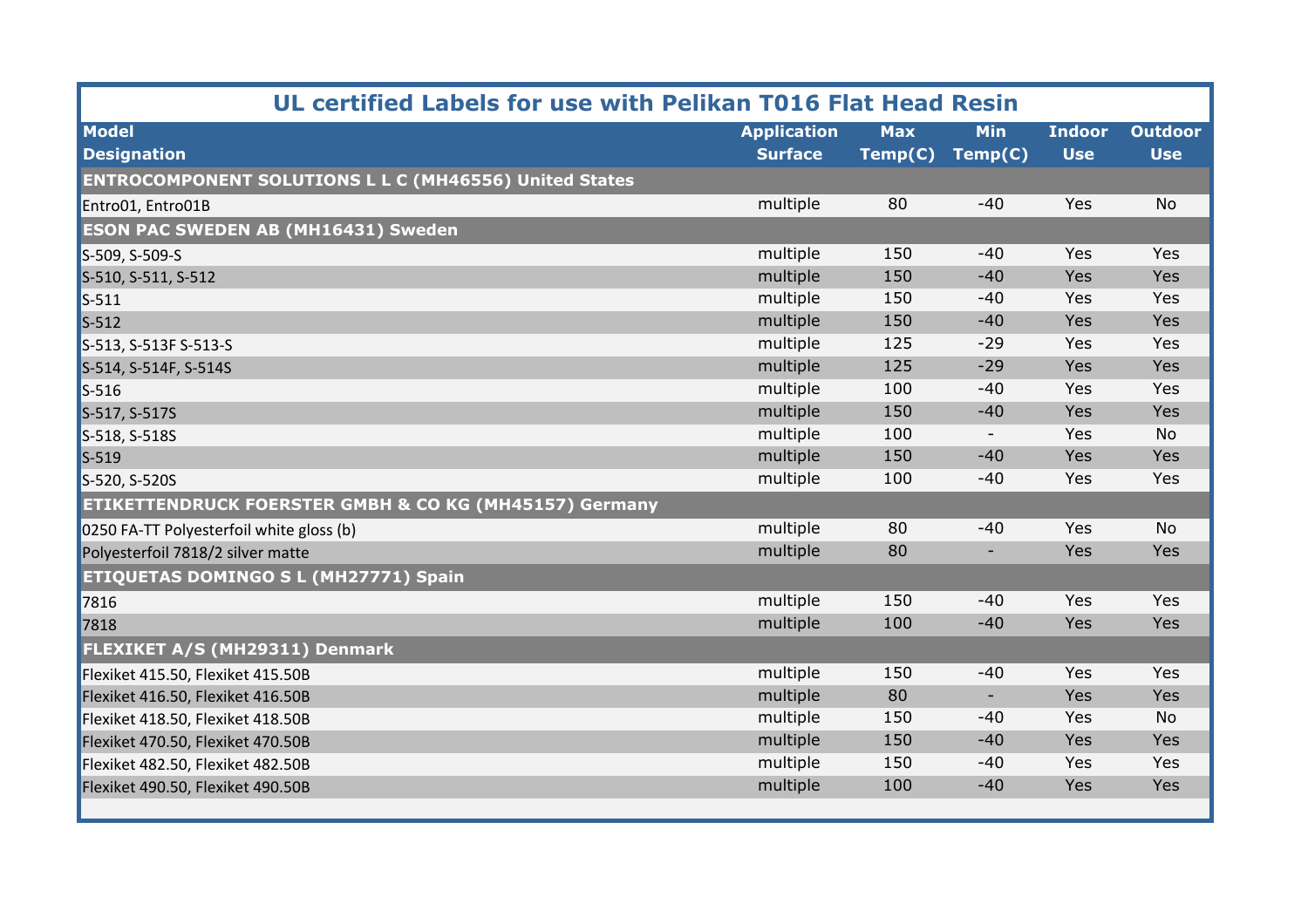## UL certified Labels for use with Pelikan T016 Flat Head Resin

| Model Designation | Application Surface | Max Temp(C) | Min Temp(C) | Indoor Use | Outdoor Use |
|---|---|---|---|---|---|
| **ENTROCOMPONENT SOLUTIONS L L C (MH46556) United States** | | | | | |
| Entro01, Entro01B | multiple | 80 | -40 | Yes | No |
| **ESON PAC SWEDEN AB (MH16431) Sweden** | | | | | |
| S-509, S-509-S | multiple | 150 | -40 | Yes | Yes |
| S-510, S-511, S-512 | multiple | 150 | -40 | Yes | Yes |
| S-511 | multiple | 150 | -40 | Yes | Yes |
| S-512 | multiple | 150 | -40 | Yes | Yes |
| S-513, S-513F S-513-S | multiple | 125 | -29 | Yes | Yes |
| S-514, S-514F, S-514S | multiple | 125 | -29 | Yes | Yes |
| S-516 | multiple | 100 | -40 | Yes | Yes |
| S-517, S-517S | multiple | 150 | -40 | Yes | Yes |
| S-518, S-518S | multiple | 100 | - | Yes | No |
| S-519 | multiple | 150 | -40 | Yes | Yes |
| S-520, S-520S | multiple | 100 | -40 | Yes | Yes |
| **ETIKETTENDRUCK FOERSTER GMBH & CO KG (MH45157) Germany** | | | | | |
| 0250 FA-TT Polyesterfoil white gloss (b) | multiple | 80 | -40 | Yes | No |
| Polyesterfoil 7818/2 silver matte | multiple | 80 | - | Yes | Yes |
| **ETIQUETAS DOMINGO S L (MH27771) Spain** | | | | | |
| 7816 | multiple | 150 | -40 | Yes | Yes |
| 7818 | multiple | 100 | -40 | Yes | Yes |
| **FLEXIKET A/S (MH29311) Denmark** | | | | | |
| Flexiket 415.50, Flexiket 415.50B | multiple | 150 | -40 | Yes | Yes |
| Flexiket 416.50, Flexiket 416.50B | multiple | 80 | - | Yes | Yes |
| Flexiket 418.50, Flexiket 418.50B | multiple | 150 | -40 | Yes | No |
| Flexiket 470.50, Flexiket 470.50B | multiple | 150 | -40 | Yes | Yes |
| Flexiket 482.50, Flexiket 482.50B | multiple | 150 | -40 | Yes | Yes |
| Flexiket 490.50, Flexiket 490.50B | multiple | 100 | -40 | Yes | Yes |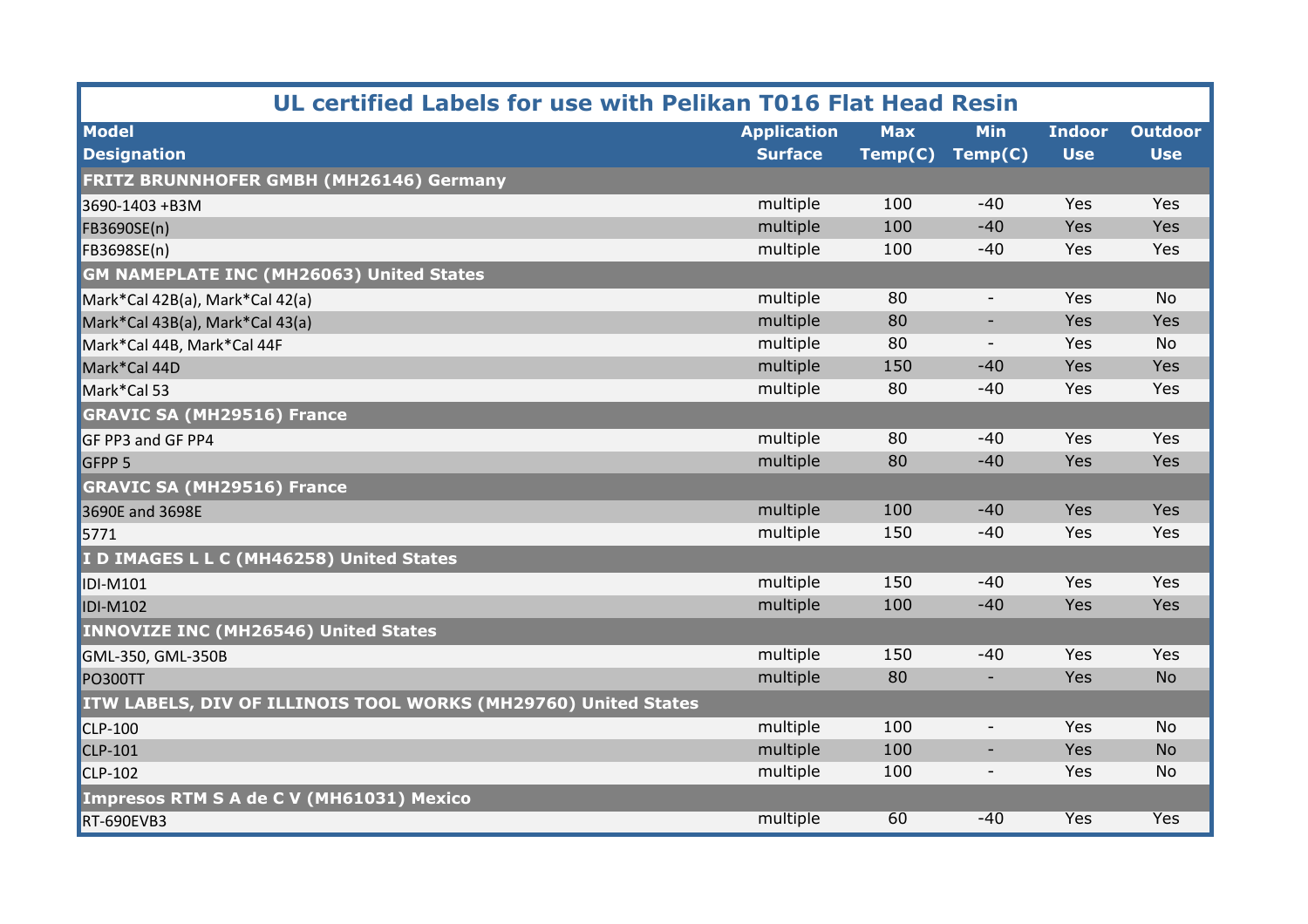# UL certified Labels for use with Pelikan T016 Flat Head Resin

| Model Designation | Application Surface | Max Temp(C) | Min Temp(C) | Indoor Use | Outdoor Use |
|---|---|---|---|---|---|
| **FRITZ BRUNNHOFER GMBH (MH26146) Germany** | | | | | |
| 3690-1403 +B3M | multiple | 100 | -40 | Yes | Yes |
| FB3690SE(n) | multiple | 100 | -40 | Yes | Yes |
| FB3698SE(n) | multiple | 100 | -40 | Yes | Yes |
| **GM NAMEPLATE INC (MH26063) United States** | | | | | |
| Mark*Cal 42B(a), Mark*Cal 42(a) | multiple | 80 | - | Yes | No |
| Mark*Cal 43B(a), Mark*Cal 43(a) | multiple | 80 | - | Yes | Yes |
| Mark*Cal 44B, Mark*Cal 44F | multiple | 80 | - | Yes | No |
| Mark*Cal 44D | multiple | 150 | -40 | Yes | Yes |
| Mark*Cal 53 | multiple | 80 | -40 | Yes | Yes |
| **GRAVIC SA (MH29516) France** | | | | | |
| GF PP3 and GF PP4 | multiple | 80 | -40 | Yes | Yes |
| GFPP 5 | multiple | 80 | -40 | Yes | Yes |
| **GRAVIC SA (MH29516) France** | | | | | |
| 3690E and 3698E | multiple | 100 | -40 | Yes | Yes |
| 5771 | multiple | 150 | -40 | Yes | Yes |
| **I D IMAGES L L C (MH46258) United States** | | | | | |
| IDI-M101 | multiple | 150 | -40 | Yes | Yes |
| IDI-M102 | multiple | 100 | -40 | Yes | Yes |
| **INNOVIZE INC (MH26546) United States** | | | | | |
| GML-350, GML-350B | multiple | 150 | -40 | Yes | Yes |
| PO300TT | multiple | 80 | - | Yes | No |
| **ITW LABELS, DIV OF ILLINOIS TOOL WORKS (MH29760) United States** | | | | | |
| CLP-100 | multiple | 100 | - | Yes | No |
| CLP-101 | multiple | 100 | - | Yes | No |
| CLP-102 | multiple | 100 | - | Yes | No |
| **Impresos RTM S A de C V (MH61031) Mexico** | | | | | |
| RT-690EVB3 | multiple | 60 | -40 | Yes | Yes |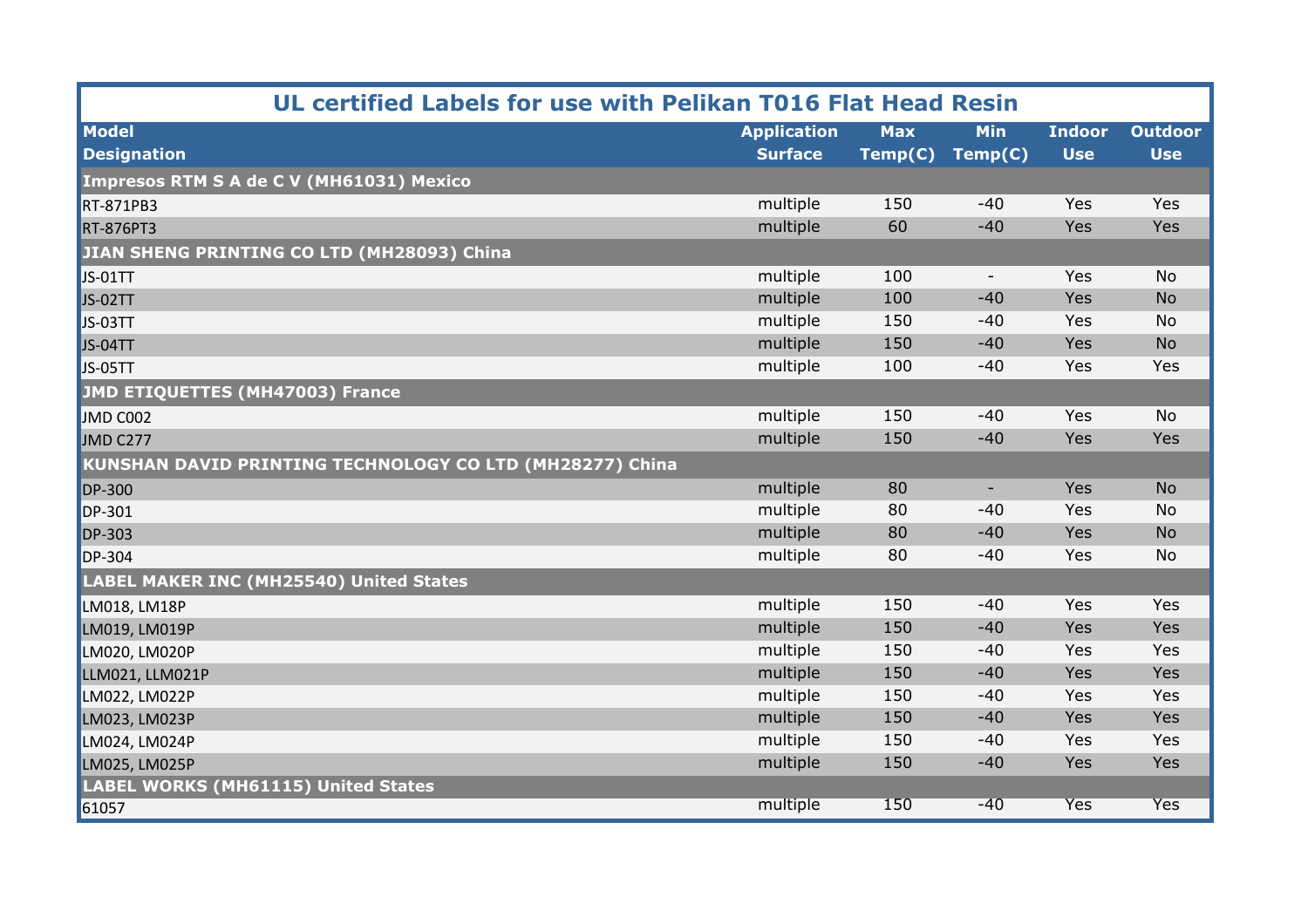## UL certified Labels for use with Pelikan T016 Flat Head Resin

| Model Designation | Application Surface | Max Temp(C) | Min Temp(C) | Indoor Use | Outdoor Use |
|---|---|---|---|---|---|
| **Impresos RTM S A de C V (MH61031) Mexico** | | | | | |
| RT-871PB3 | multiple | 150 | -40 | Yes | Yes |
| RT-876PT3 | multiple | 60 | -40 | Yes | Yes |
| **JIAN SHENG PRINTING CO LTD (MH28093) China** | | | | | |
| JS-01TT | multiple | 100 | - | Yes | No |
| JS-02TT | multiple | 100 | -40 | Yes | No |
| JS-03TT | multiple | 150 | -40 | Yes | No |
| JS-04TT | multiple | 150 | -40 | Yes | No |
| JS-05TT | multiple | 100 | -40 | Yes | Yes |
| **JMD ETIQUETTES (MH47003) France** | | | | | |
| JMD C002 | multiple | 150 | -40 | Yes | No |
| JMD C277 | multiple | 150 | -40 | Yes | Yes |
| **KUNSHAN DAVID PRINTING TECHNOLOGY CO LTD (MH28277) China** | | | | | |
| DP-300 | multiple | 80 | - | Yes | No |
| DP-301 | multiple | 80 | -40 | Yes | No |
| DP-303 | multiple | 80 | -40 | Yes | No |
| DP-304 | multiple | 80 | -40 | Yes | No |
| **LABEL MAKER INC (MH25540) United States** | | | | | |
| LM018, LM18P | multiple | 150 | -40 | Yes | Yes |
| LM019, LM019P | multiple | 150 | -40 | Yes | Yes |
| LM020, LM020P | multiple | 150 | -40 | Yes | Yes |
| LLM021, LLM021P | multiple | 150 | -40 | Yes | Yes |
| LM022, LM022P | multiple | 150 | -40 | Yes | Yes |
| LM023, LM023P | multiple | 150 | -40 | Yes | Yes |
| LM024, LM024P | multiple | 150 | -40 | Yes | Yes |
| LM025, LM025P | multiple | 150 | -40 | Yes | Yes |
| **LABEL WORKS (MH61115) United States** | | | | | |
| 61057 | multiple | 150 | -40 | Yes | Yes |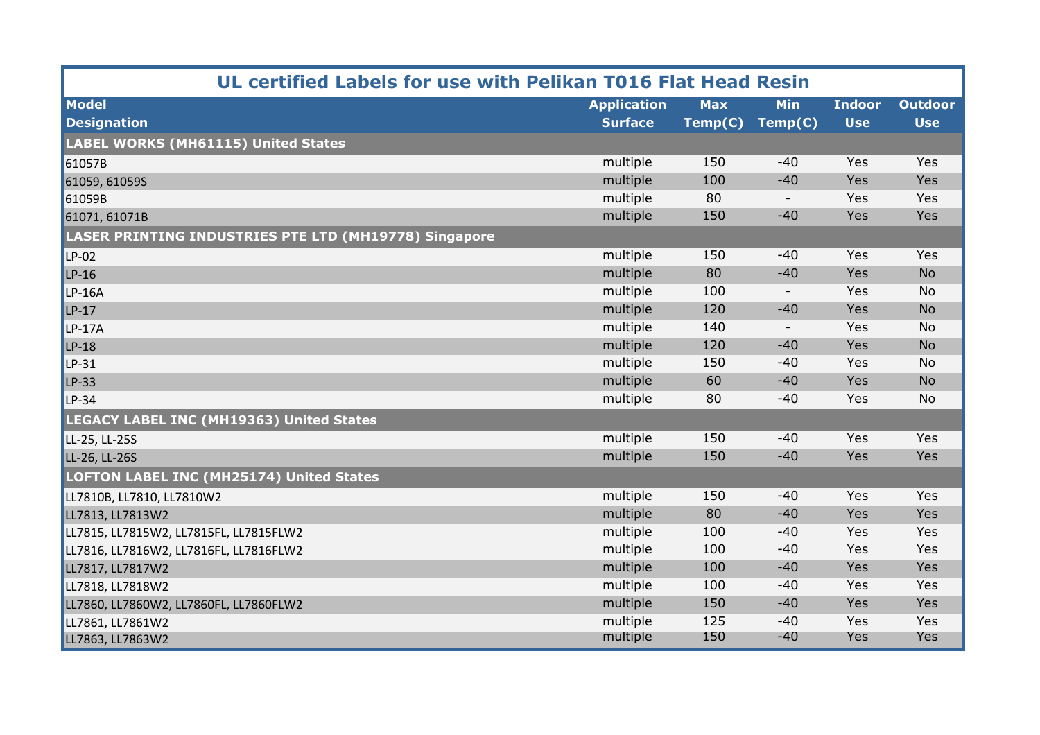## UL certified Labels for use with Pelikan T016 Flat Head Resin

| Model Designation | Application Surface | Max Temp(C) | Min Temp(C) | Indoor Use | Outdoor Use |
|---|---|---|---|---|---|
| **LABEL WORKS (MH61115) United States** | | | | | |
| 61057B | multiple | 150 | -40 | Yes | Yes |
| 61059, 61059S | multiple | 100 | -40 | Yes | Yes |
| 61059B | multiple | 80 | - | Yes | Yes |
| 61071, 61071B | multiple | 150 | -40 | Yes | Yes |
| **LASER PRINTING INDUSTRIES PTE LTD (MH19778) Singapore** | | | | | |
| LP-02 | multiple | 150 | -40 | Yes | Yes |
| LP-16 | multiple | 80 | -40 | Yes | No |
| LP-16A | multiple | 100 | - | Yes | No |
| LP-17 | multiple | 120 | -40 | Yes | No |
| LP-17A | multiple | 140 | - | Yes | No |
| LP-18 | multiple | 120 | -40 | Yes | No |
| LP-31 | multiple | 150 | -40 | Yes | No |
| LP-33 | multiple | 60 | -40 | Yes | No |
| LP-34 | multiple | 80 | -40 | Yes | No |
| **LEGACY LABEL INC (MH19363) United States** | | | | | |
| LL-25, LL-25S | multiple | 150 | -40 | Yes | Yes |
| LL-26, LL-26S | multiple | 150 | -40 | Yes | Yes |
| **LOFTON LABEL INC (MH25174) United States** | | | | | |
| LL7810B, LL7810, LL7810W2 | multiple | 150 | -40 | Yes | Yes |
| LL7813, LL7813W2 | multiple | 80 | -40 | Yes | Yes |
| LL7815, LL7815W2, LL7815FL, LL7815FLW2 | multiple | 100 | -40 | Yes | Yes |
| LL7816, LL7816W2, LL7816FL, LL7816FLW2 | multiple | 100 | -40 | Yes | Yes |
| LL7817, LL7817W2 | multiple | 100 | -40 | Yes | Yes |
| LL7818, LL7818W2 | multiple | 100 | -40 | Yes | Yes |
| LL7860, LL7860W2, LL7860FL, LL7860FLW2 | multiple | 150 | -40 | Yes | Yes |
| LL7861, LL7861W2 | multiple | 125 | -40 | Yes | Yes |
| LL7863, LL7863W2 | multiple | 150 | -40 | Yes | Yes |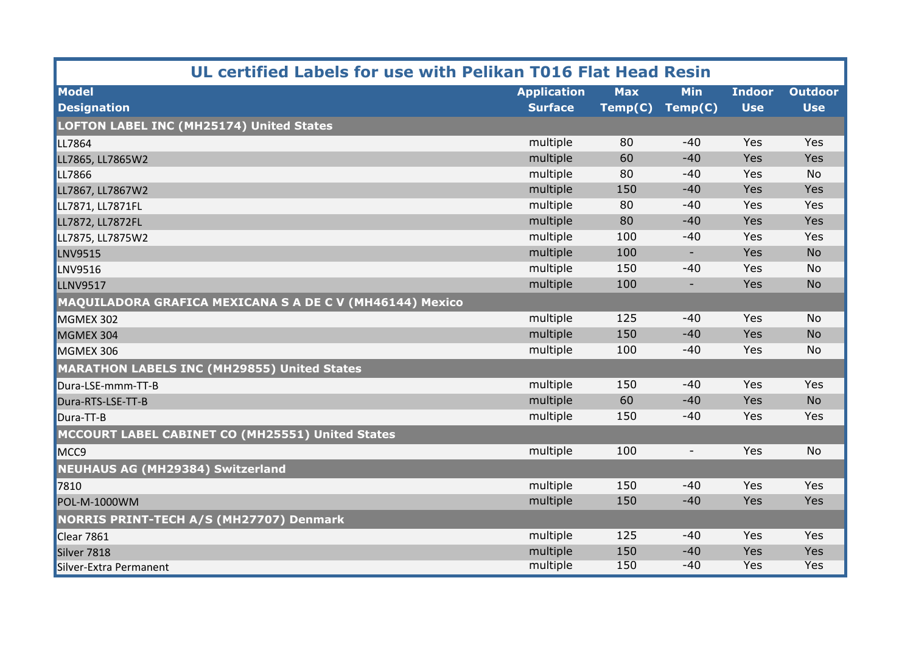# UL certified Labels for use with Pelikan T016 Flat Head Resin

| Model Designation | Application Surface | Max Temp(C) | Min Temp(C) | Indoor Use | Outdoor Use |
|---|---|---|---|---|---|
| **LOFTON LABEL INC (MH25174) United States** | | | | | |
| LL7864 | multiple | 80 | -40 | Yes | Yes |
| LL7865, LL7865W2 | multiple | 60 | -40 | Yes | Yes |
| LL7866 | multiple | 80 | -40 | Yes | No |
| LL7867, LL7867W2 | multiple | 150 | -40 | Yes | Yes |
| LL7871, LL7871FL | multiple | 80 | -40 | Yes | Yes |
| LL7872, LL7872FL | multiple | 80 | -40 | Yes | Yes |
| LL7875, LL7875W2 | multiple | 100 | -40 | Yes | Yes |
| LNV9515 | multiple | 100 | - | Yes | No |
| LNV9516 | multiple | 150 | -40 | Yes | No |
| LLNV9517 | multiple | 100 | - | Yes | No |
| **MAQUILADORA GRAFICA MEXICANA S A DE C V (MH46144) Mexico** | | | | | |
| MGMEX 302 | multiple | 125 | -40 | Yes | No |
| MGMEX 304 | multiple | 150 | -40 | Yes | No |
| MGMEX 306 | multiple | 100 | -40 | Yes | No |
| **MARATHON LABELS INC (MH29855) United States** | | | | | |
| Dura-LSE-mmm-TT-B | multiple | 150 | -40 | Yes | Yes |
| Dura-RTS-LSE-TT-B | multiple | 60 | -40 | Yes | No |
| Dura-TT-B | multiple | 150 | -40 | Yes | Yes |
| **MCCOURT LABEL CABINET CO (MH25551) United States** | | | | | |
| MCC9 | multiple | 100 | - | Yes | No |
| **NEUHAUS AG (MH29384) Switzerland** | | | | | |
| 7810 | multiple | 150 | -40 | Yes | Yes |
| POL-M-1000WM | multiple | 150 | -40 | Yes | Yes |
| **NORRIS PRINT-TECH A/S (MH27707) Denmark** | | | | | |
| Clear 7861 | multiple | 125 | -40 | Yes | Yes |
| Silver 7818 | multiple | 150 | -40 | Yes | Yes |
| Silver-Extra Permanent | multiple | 150 | -40 | Yes | Yes |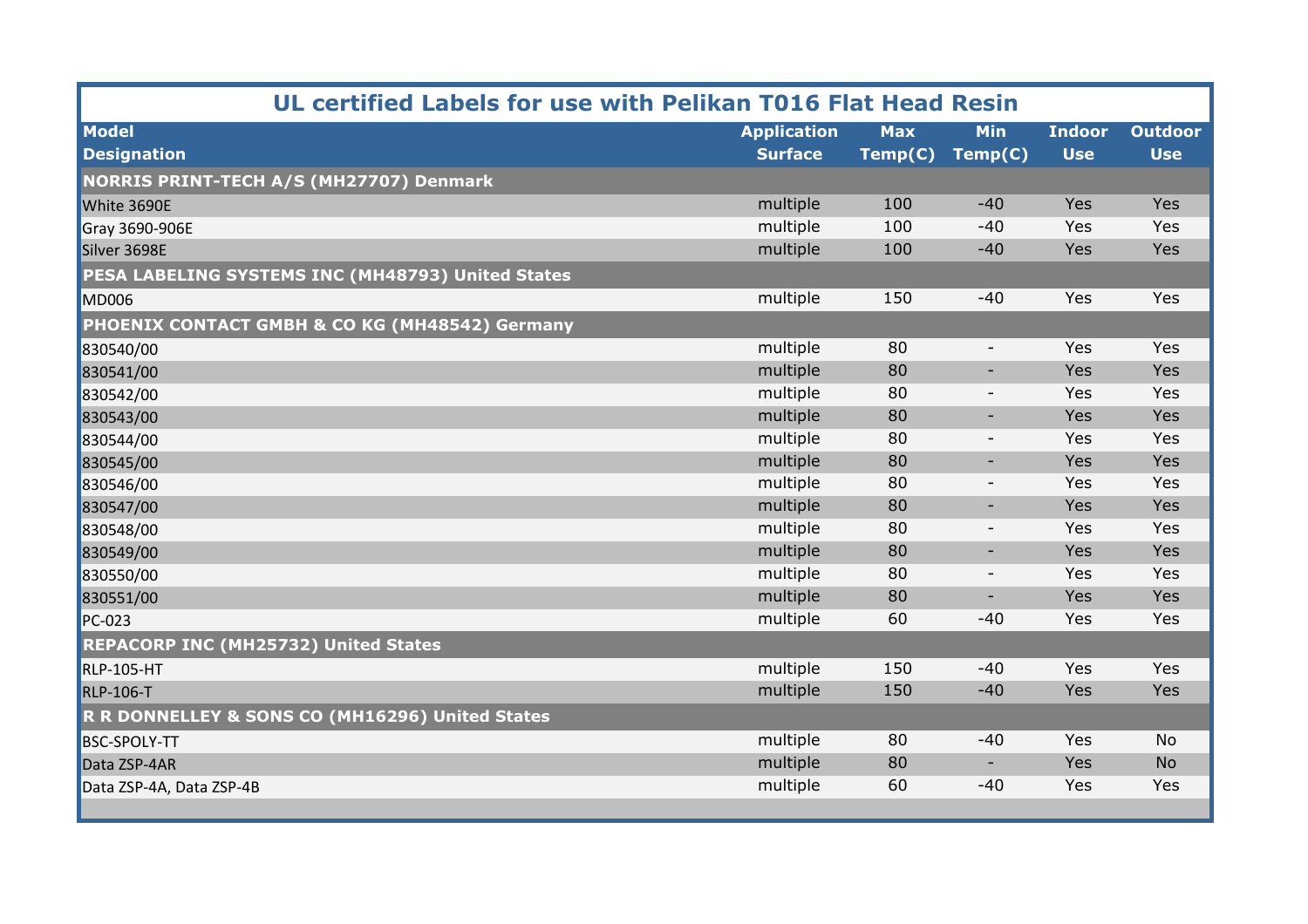# UL certified Labels for use with Pelikan T016 Flat Head Resin

| Model Designation | Application Surface | Max Temp(C) | Min Temp(C) | Indoor Use | Outdoor Use |
|---|---|---|---|---|---|
| **NORRIS PRINT-TECH A/S (MH27707) Denmark** | | | | | |
| White 3690E | multiple | 100 | -40 | Yes | Yes |
| Gray 3690-906E | multiple | 100 | -40 | Yes | Yes |
| Silver 3698E | multiple | 100 | -40 | Yes | Yes |
| **PESA LABELING SYSTEMS INC (MH48793) United States** | | | | | |
| MD006 | multiple | 150 | -40 | Yes | Yes |
| **PHOENIX CONTACT GMBH & CO KG (MH48542) Germany** | | | | | |
| 830540/00 | multiple | 80 | - | Yes | Yes |
| 830541/00 | multiple | 80 | - | Yes | Yes |
| 830542/00 | multiple | 80 | - | Yes | Yes |
| 830543/00 | multiple | 80 | - | Yes | Yes |
| 830544/00 | multiple | 80 | - | Yes | Yes |
| 830545/00 | multiple | 80 | - | Yes | Yes |
| 830546/00 | multiple | 80 | - | Yes | Yes |
| 830547/00 | multiple | 80 | - | Yes | Yes |
| 830548/00 | multiple | 80 | - | Yes | Yes |
| 830549/00 | multiple | 80 | - | Yes | Yes |
| 830550/00 | multiple | 80 | - | Yes | Yes |
| 830551/00 | multiple | 80 | - | Yes | Yes |
| PC-023 | multiple | 60 | -40 | Yes | Yes |
| **REPACORP INC (MH25732) United States** | | | | | |
| RLP-105-HT | multiple | 150 | -40 | Yes | Yes |
| RLP-106-T | multiple | 150 | -40 | Yes | Yes |
| **R R DONNELLEY & SONS CO (MH16296) United States** | | | | | |
| BSC-SPOLY-TT | multiple | 80 | -40 | Yes | No |
| Data ZSP-4AR | multiple | 80 | - | Yes | No |
| Data ZSP-4A, Data ZSP-4B | multiple | 60 | -40 | Yes | Yes |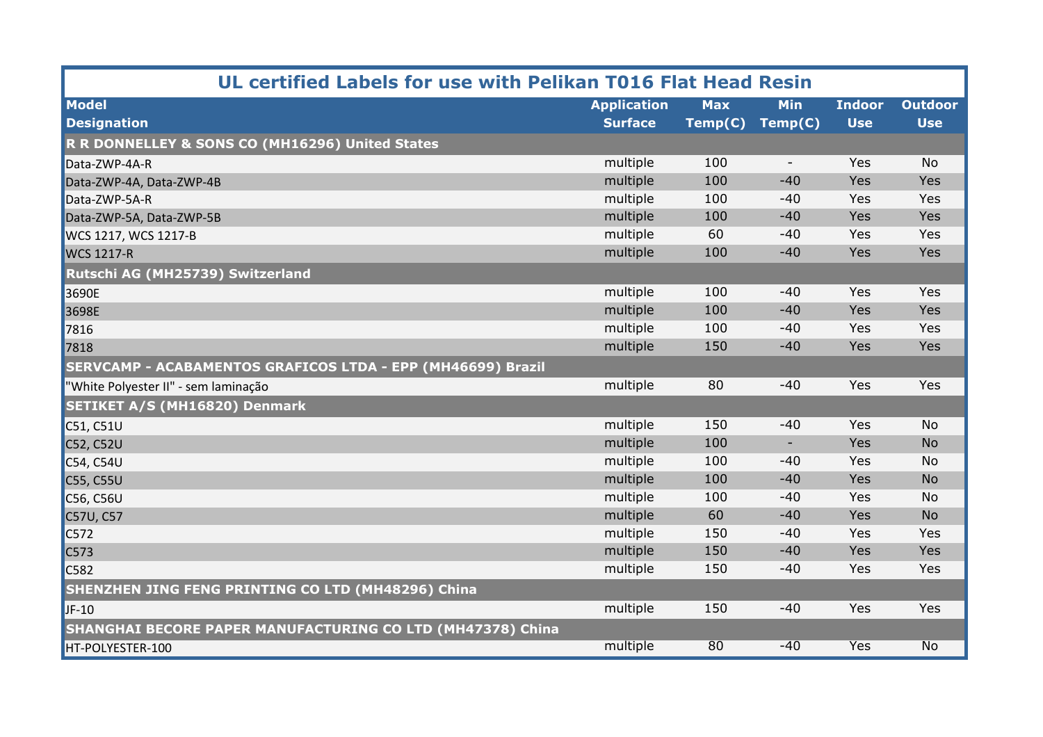## UL certified Labels for use with Pelikan T016 Flat Head Resin

| Model Designation | Application Surface | Max Temp(C) | Min Temp(C) | Indoor Use | Outdoor Use |
|---|---|---|---|---|---|
| **R R DONNELLEY & SONS CO (MH16296) United States** | | | | | |
| Data-ZWP-4A-R | multiple | 100 | - | Yes | No |
| Data-ZWP-4A, Data-ZWP-4B | multiple | 100 | -40 | Yes | Yes |
| Data-ZWP-5A-R | multiple | 100 | -40 | Yes | Yes |
| Data-ZWP-5A, Data-ZWP-5B | multiple | 100 | -40 | Yes | Yes |
| WCS 1217, WCS 1217-B | multiple | 60 | -40 | Yes | Yes |
| WCS 1217-R | multiple | 100 | -40 | Yes | Yes |
| **Rutschi AG (MH25739) Switzerland** | | | | | |
| 3690E | multiple | 100 | -40 | Yes | Yes |
| 3698E | multiple | 100 | -40 | Yes | Yes |
| 7816 | multiple | 100 | -40 | Yes | Yes |
| 7818 | multiple | 150 | -40 | Yes | Yes |
| **SERVCAMP - ACABAMENTOS GRAFICOS LTDA - EPP (MH46699) Brazil** | | | | | |
| "White Polyester II" - sem laminação | multiple | 80 | -40 | Yes | Yes |
| **SETIKET A/S (MH16820) Denmark** | | | | | |
| C51, C51U | multiple | 150 | -40 | Yes | No |
| C52, C52U | multiple | 100 | - | Yes | No |
| C54, C54U | multiple | 100 | -40 | Yes | No |
| C55, C55U | multiple | 100 | -40 | Yes | No |
| C56, C56U | multiple | 100 | -40 | Yes | No |
| C57U, C57 | multiple | 60 | -40 | Yes | No |
| C572 | multiple | 150 | -40 | Yes | Yes |
| C573 | multiple | 150 | -40 | Yes | Yes |
| C582 | multiple | 150 | -40 | Yes | Yes |
| **SHENZHEN JING FENG PRINTING CO LTD (MH48296) China** | | | | | |
| JF-10 | multiple | 150 | -40 | Yes | Yes |
| **SHANGHAI BECORE PAPER MANUFACTURING CO LTD (MH47378) China** | | | | | |
| HT-POLYESTER-100 | multiple | 80 | -40 | Yes | No |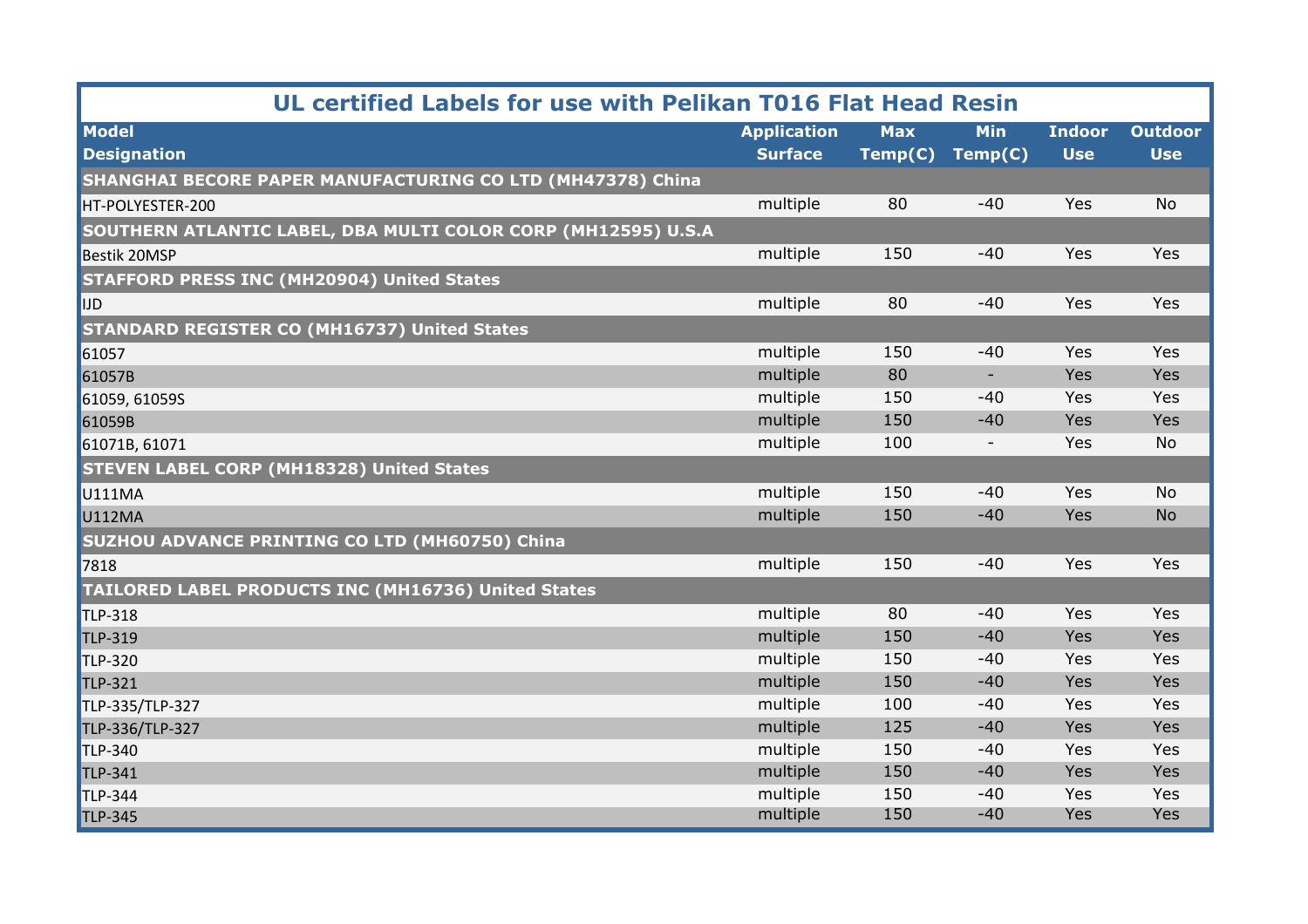## UL certified Labels for use with Pelikan T016 Flat Head Resin

| Model Designation | Application Surface | Max Temp(C) | Min Temp(C) | Indoor Use | Outdoor Use |
|---|---|---|---|---|---|
| **SHANGHAI BECORE PAPER MANUFACTURING CO LTD (MH47378) China** | | | | | |
| HT-POLYESTER-200 | multiple | 80 | -40 | Yes | No |
| **SOUTHERN ATLANTIC LABEL, DBA MULTI COLOR CORP (MH12595) U.S.A** | | | | | |
| Bestik 20MSP | multiple | 150 | -40 | Yes | Yes |
| **STAFFORD PRESS INC (MH20904) United States** | | | | | |
| IJD | multiple | 80 | -40 | Yes | Yes |
| **STANDARD REGISTER CO (MH16737) United States** | | | | | |
| 61057 | multiple | 150 | -40 | Yes | Yes |
| 61057B | multiple | 80 | - | Yes | Yes |
| 61059, 61059S | multiple | 150 | -40 | Yes | Yes |
| 61059B | multiple | 150 | -40 | Yes | Yes |
| 61071B, 61071 | multiple | 100 | - | Yes | No |
| **STEVEN LABEL CORP (MH18328) United States** | | | | | |
| U111MA | multiple | 150 | -40 | Yes | No |
| U112MA | multiple | 150 | -40 | Yes | No |
| **SUZHOU ADVANCE PRINTING CO LTD (MH60750) China** | | | | | |
| 7818 | multiple | 150 | -40 | Yes | Yes |
| **TAILORED LABEL PRODUCTS INC (MH16736) United States** | | | | | |
| TLP-318 | multiple | 80 | -40 | Yes | Yes |
| TLP-319 | multiple | 150 | -40 | Yes | Yes |
| TLP-320 | multiple | 150 | -40 | Yes | Yes |
| TLP-321 | multiple | 150 | -40 | Yes | Yes |
| TLP-335/TLP-327 | multiple | 100 | -40 | Yes | Yes |
| TLP-336/TLP-327 | multiple | 125 | -40 | Yes | Yes |
| TLP-340 | multiple | 150 | -40 | Yes | Yes |
| TLP-341 | multiple | 150 | -40 | Yes | Yes |
| TLP-344 | multiple | 150 | -40 | Yes | Yes |
| TLP-345 | multiple | 150 | -40 | Yes | Yes |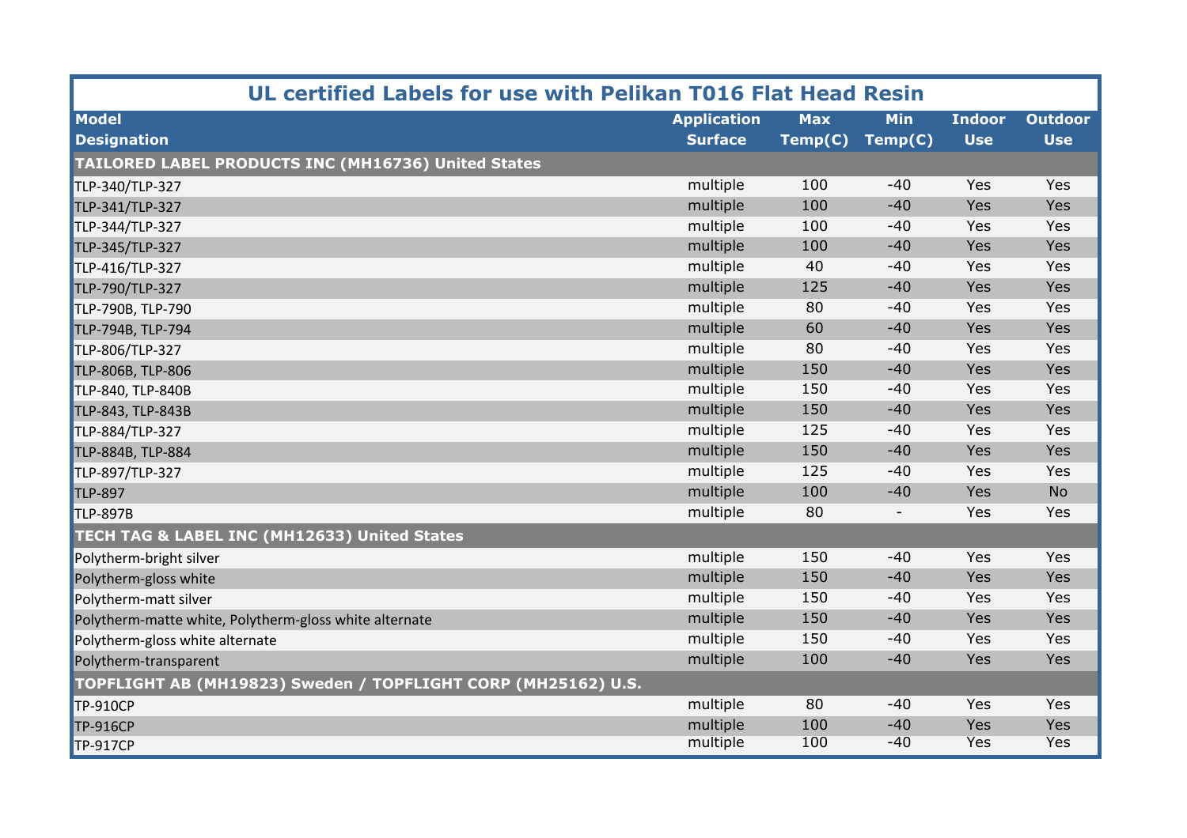# UL certified Labels for use with Pelikan T016 Flat Head Resin

| Model Designation | Application Surface | Max Temp(C) | Min Temp(C) | Indoor Use | Outdoor Use |
|---|---|---|---|---|---|
| **TAILORED LABEL PRODUCTS INC (MH16736) United States** | | | | | |
| TLP-340/TLP-327 | multiple | 100 | -40 | Yes | Yes |
| TLP-341/TLP-327 | multiple | 100 | -40 | Yes | Yes |
| TLP-344/TLP-327 | multiple | 100 | -40 | Yes | Yes |
| TLP-345/TLP-327 | multiple | 100 | -40 | Yes | Yes |
| TLP-416/TLP-327 | multiple | 40 | -40 | Yes | Yes |
| TLP-790/TLP-327 | multiple | 125 | -40 | Yes | Yes |
| TLP-790B, TLP-790 | multiple | 80 | -40 | Yes | Yes |
| TLP-794B, TLP-794 | multiple | 60 | -40 | Yes | Yes |
| TLP-806/TLP-327 | multiple | 80 | -40 | Yes | Yes |
| TLP-806B, TLP-806 | multiple | 150 | -40 | Yes | Yes |
| TLP-840, TLP-840B | multiple | 150 | -40 | Yes | Yes |
| TLP-843, TLP-843B | multiple | 150 | -40 | Yes | Yes |
| TLP-884/TLP-327 | multiple | 125 | -40 | Yes | Yes |
| TLP-884B, TLP-884 | multiple | 150 | -40 | Yes | Yes |
| TLP-897/TLP-327 | multiple | 125 | -40 | Yes | Yes |
| TLP-897 | multiple | 100 | -40 | Yes | No |
| TLP-897B | multiple | 80 | - | Yes | Yes |
| **TECH TAG & LABEL INC (MH12633) United States** | | | | | |
| Polytherm-bright silver | multiple | 150 | -40 | Yes | Yes |
| Polytherm-gloss white | multiple | 150 | -40 | Yes | Yes |
| Polytherm-matt silver | multiple | 150 | -40 | Yes | Yes |
| Polytherm-matte white, Polytherm-gloss white alternate | multiple | 150 | -40 | Yes | Yes |
| Polytherm-gloss white alternate | multiple | 150 | -40 | Yes | Yes |
| Polytherm-transparent | multiple | 100 | -40 | Yes | Yes |
| **TOPFLIGHT AB (MH19823) Sweden / TOPFLIGHT CORP (MH25162) U.S.** | | | | | |
| TP-910CP | multiple | 80 | -40 | Yes | Yes |
| TP-916CP | multiple | 100 | -40 | Yes | Yes |
| TP-917CP | multiple | 100 | -40 | Yes | Yes |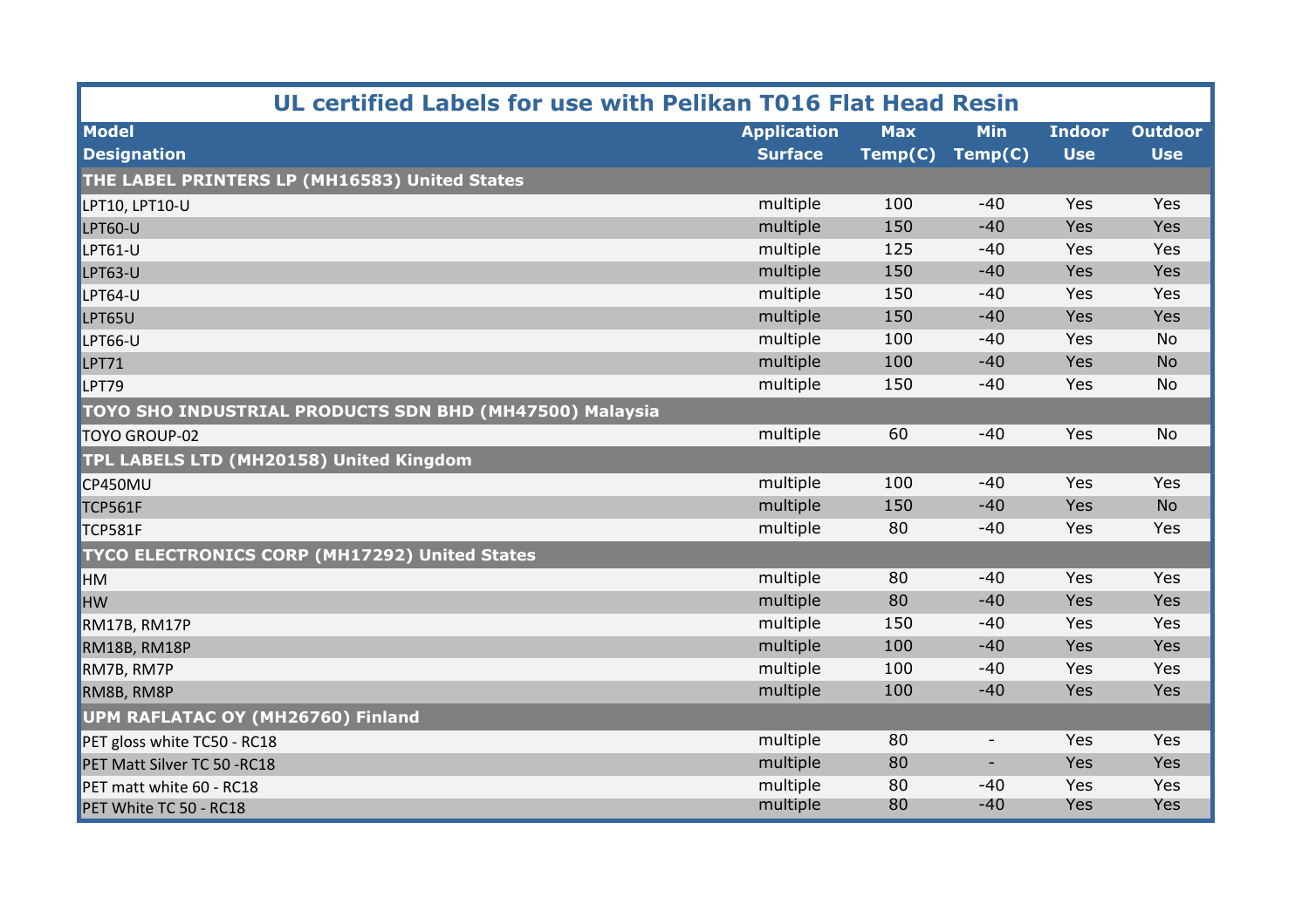## UL certified Labels for use with Pelikan T016 Flat Head Resin

| Model Designation | Application Surface | Max Temp(C) | Min Temp(C) | Indoor Use | Outdoor Use |
|---|---|---|---|---|---|
| **THE LABEL PRINTERS LP (MH16583) United States** | | | | | |
| LPT10, LPT10-U | multiple | 100 | -40 | Yes | Yes |
| LPT60-U | multiple | 150 | -40 | Yes | Yes |
| LPT61-U | multiple | 125 | -40 | Yes | Yes |
| LPT63-U | multiple | 150 | -40 | Yes | Yes |
| LPT64-U | multiple | 150 | -40 | Yes | Yes |
| LPT65U | multiple | 150 | -40 | Yes | Yes |
| LPT66-U | multiple | 100 | -40 | Yes | No |
| LPT71 | multiple | 100 | -40 | Yes | No |
| LPT79 | multiple | 150 | -40 | Yes | No |
| **TOYO SHO INDUSTRIAL PRODUCTS SDN BHD (MH47500) Malaysia** | | | | | |
| TOYO GROUP-02 | multiple | 60 | -40 | Yes | No |
| **TPL LABELS LTD (MH20158) United Kingdom** | | | | | |
| CP450MU | multiple | 100 | -40 | Yes | Yes |
| TCP561F | multiple | 150 | -40 | Yes | No |
| TCP581F | multiple | 80 | -40 | Yes | Yes |
| **TYCO ELECTRONICS CORP (MH17292) United States** | | | | | |
| HM | multiple | 80 | -40 | Yes | Yes |
| HW | multiple | 80 | -40 | Yes | Yes |
| RM17B, RM17P | multiple | 150 | -40 | Yes | Yes |
| RM18B, RM18P | multiple | 100 | -40 | Yes | Yes |
| RM7B, RM7P | multiple | 100 | -40 | Yes | Yes |
| RM8B, RM8P | multiple | 100 | -40 | Yes | Yes |
| **UPM RAFLATAC OY (MH26760) Finland** | | | | | |
| PET gloss white TC50 - RC18 | multiple | 80 | - | Yes | Yes |
| PET Matt Silver TC 50 -RC18 | multiple | 80 | - | Yes | Yes |
| PET matt white 60 - RC18 | multiple | 80 | -40 | Yes | Yes |
| PET White TC 50 - RC18 | multiple | 80 | -40 | Yes | Yes |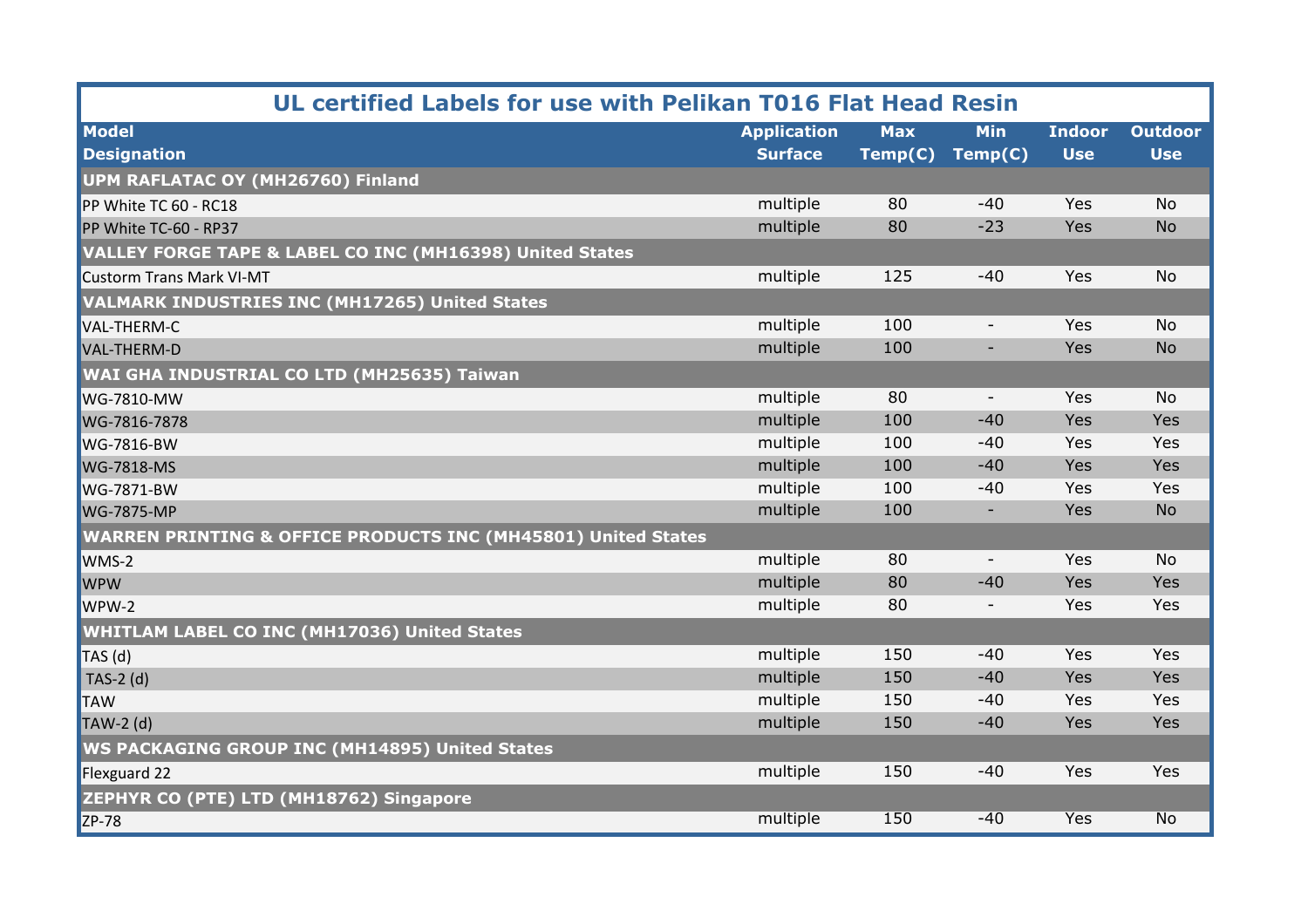| UL certified Labels for use with Pelikan T016 Flat Head Resin | | | | | |
|---|---|---|---|---|---|
| **Model Designation** | **Application Surface** | **Max Temp(C)** | **Min Temp(C)** | **Indoor Use** | **Outdoor Use** |
| **UPM RAFLATAC OY (MH26760) Finland** | | | | | |
| PP White TC 60 - RC18 | multiple | 80 | -40 | Yes | No |
| PP White TC-60 - RP37 | multiple | 80 | -23 | Yes | No |
| **VALLEY FORGE TAPE & LABEL CO INC (MH16398) United States** | | | | | |
| Custorm Trans Mark VI-MT | multiple | 125 | -40 | Yes | No |
| **VALMARK INDUSTRIES INC (MH17265) United States** | | | | | |
| VAL-THERM-C | multiple | 100 | - | Yes | No |
| VAL-THERM-D | multiple | 100 | - | Yes | No |
| **WAI GHA INDUSTRIAL CO LTD (MH25635) Taiwan** | | | | | |
| WG-7810-MW | multiple | 80 | - | Yes | No |
| WG-7816-7878 | multiple | 100 | -40 | Yes | Yes |
| WG-7816-BW | multiple | 100 | -40 | Yes | Yes |
| WG-7818-MS | multiple | 100 | -40 | Yes | Yes |
| WG-7871-BW | multiple | 100 | -40 | Yes | Yes |
| WG-7875-MP | multiple | 100 | - | Yes | No |
| **WARREN PRINTING & OFFICE PRODUCTS INC (MH45801) United States** | | | | | |
| WMS-2 | multiple | 80 | - | Yes | No |
| WPW | multiple | 80 | -40 | Yes | Yes |
| WPW-2 | multiple | 80 | - | Yes | Yes |
| **WHITLAM LABEL CO INC (MH17036) United States** | | | | | |
| TAS (d) | multiple | 150 | -40 | Yes | Yes |
| TAS-2 (d) | multiple | 150 | -40 | Yes | Yes |
| TAW | multiple | 150 | -40 | Yes | Yes |
| TAW-2 (d) | multiple | 150 | -40 | Yes | Yes |
| **WS PACKAGING GROUP INC (MH14895) United States** | | | | | |
| Flexguard 22 | multiple | 150 | -40 | Yes | Yes |
| **ZEPHYR CO (PTE) LTD (MH18762) Singapore** | | | | | |
| ZP-78 | multiple | 150 | -40 | Yes | No |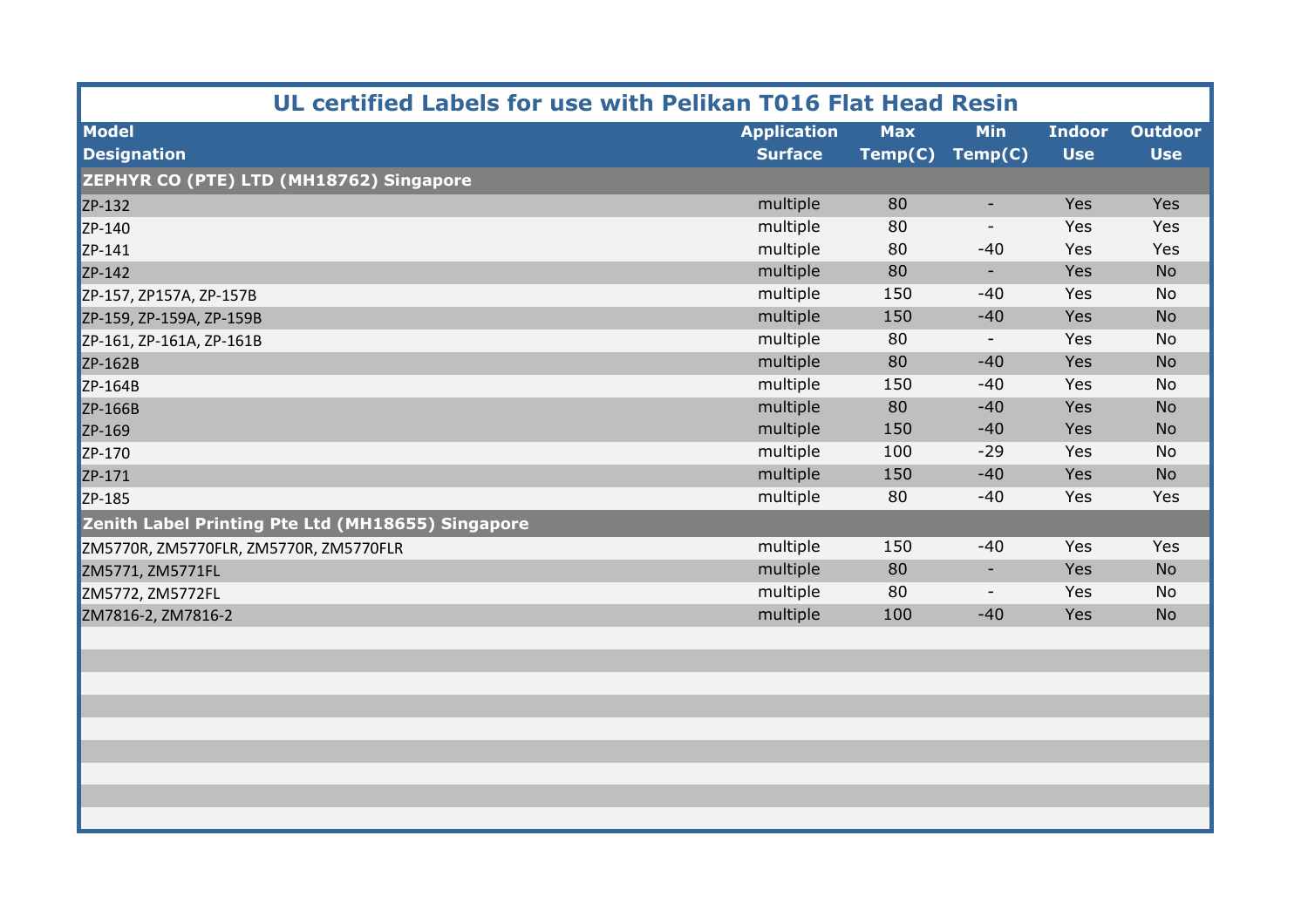# UL certified Labels for use with Pelikan T016 Flat Head Resin

| Model Designation | Application Surface | Max Temp(C) | Min Temp(C) | Indoor Use | Outdoor Use |
|---|---|---|---|---|---|
| **ZEPHYR CO (PTE) LTD (MH18762) Singapore** | | | | | |
| ZP-132 | multiple | 80 | - | Yes | Yes |
| ZP-140 | multiple | 80 | - | Yes | Yes |
| ZP-141 | multiple | 80 | -40 | Yes | Yes |
| ZP-142 | multiple | 80 | - | Yes | No |
| ZP-157, ZP157A, ZP-157B | multiple | 150 | -40 | Yes | No |
| ZP-159, ZP-159A, ZP-159B | multiple | 150 | -40 | Yes | No |
| ZP-161, ZP-161A, ZP-161B | multiple | 80 | - | Yes | No |
| ZP-162B | multiple | 80 | -40 | Yes | No |
| ZP-164B | multiple | 150 | -40 | Yes | No |
| ZP-166B | multiple | 80 | -40 | Yes | No |
| ZP-169 | multiple | 150 | -40 | Yes | No |
| ZP-170 | multiple | 100 | -29 | Yes | No |
| ZP-171 | multiple | 150 | -40 | Yes | No |
| ZP-185 | multiple | 80 | -40 | Yes | Yes |
| **Zenith Label Printing Pte Ltd (MH18655) Singapore** | | | | | |
| ZM5770R, ZM5770FLR, ZM5770R, ZM5770FLR | multiple | 150 | -40 | Yes | Yes |
| ZM5771, ZM5771FL | multiple | 80 | - | Yes | No |
| ZM5772, ZM5772FL | multiple | 80 | - | Yes | No |
| ZM7816-2, ZM7816-2 | multiple | 100 | -40 | Yes | No |